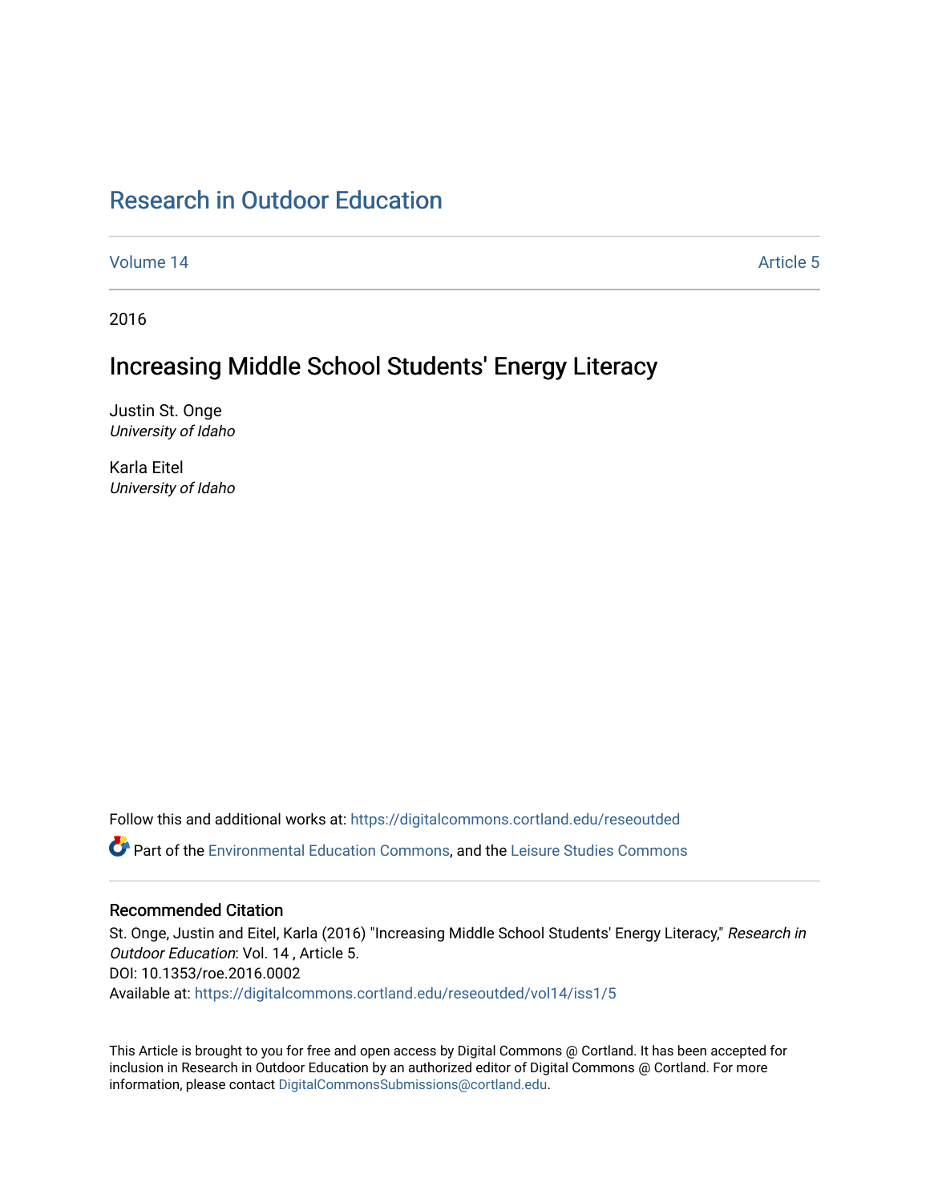# Research in Outdoor Education

Volume 14 Article 5

2016

## Increasing Middle School Students' Energy Literacy

Justin St. Onge
*University of Idaho*

Karla Eitel
*University of Idaho*

Follow this and additional works at: https://digitalcommons.cortland.edu/reseoutded

Part of the Environmental Education Commons, and the Leisure Studies Commons

### Recommended Citation

St. Onge, Justin and Eitel, Karla (2016) "Increasing Middle School Students' Energy Literacy," *Research in Outdoor Education*: Vol. 14 , Article 5.
DOI: 10.1353/roe.2016.0002
Available at: https://digitalcommons.cortland.edu/reseoutded/vol14/iss1/5

This Article is brought to you for free and open access by Digital Commons @ Cortland. It has been accepted for inclusion in Research in Outdoor Education by an authorized editor of Digital Commons @ Cortland. For more information, please contact DigitalCommonsSubmissions@cortland.edu.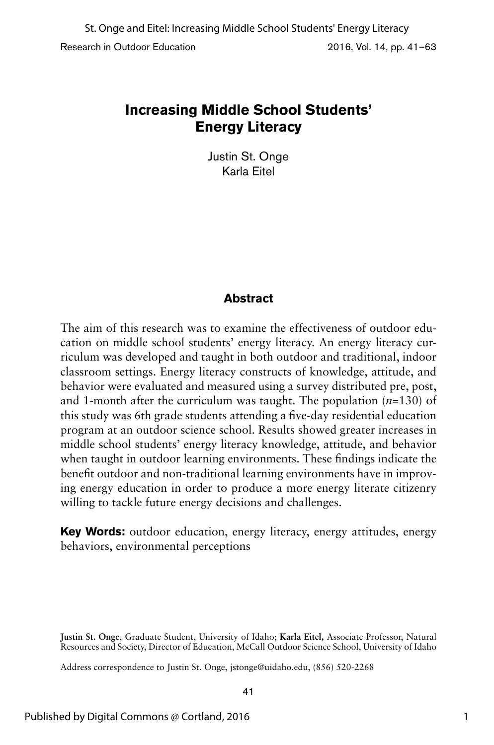# Increasing Middle School Students' Energy Literacy

Justin St. Onge
Karla Eitel

## Abstract

The aim of this research was to examine the effectiveness of outdoor education on middle school students' energy literacy. An energy literacy curriculum was developed and taught in both outdoor and traditional, indoor classroom settings. Energy literacy constructs of knowledge, attitude, and behavior were evaluated and measured using a survey distributed pre, post, and 1-month after the curriculum was taught. The population ($n$=130) of this study was 6th grade students attending a five-day residential education program at an outdoor science school. Results showed greater increases in middle school students' energy literacy knowledge, attitude, and behavior when taught in outdoor learning environments. These findings indicate the benefit outdoor and non-traditional learning environments have in improving energy education in order to produce a more energy literate citizenry willing to tackle future energy decisions and challenges.

**Key Words:** outdoor education, energy literacy, energy attitudes, energy behaviors, environmental perceptions

**Justin St. Onge**, Graduate Student, University of Idaho; **Karla Eitel**, Associate Professor, Natural Resources and Society, Director of Education, McCall Outdoor Science School, University of Idaho

Address correspondence to Justin St. Onge, jstonge@uidaho.edu, (856) 520-2268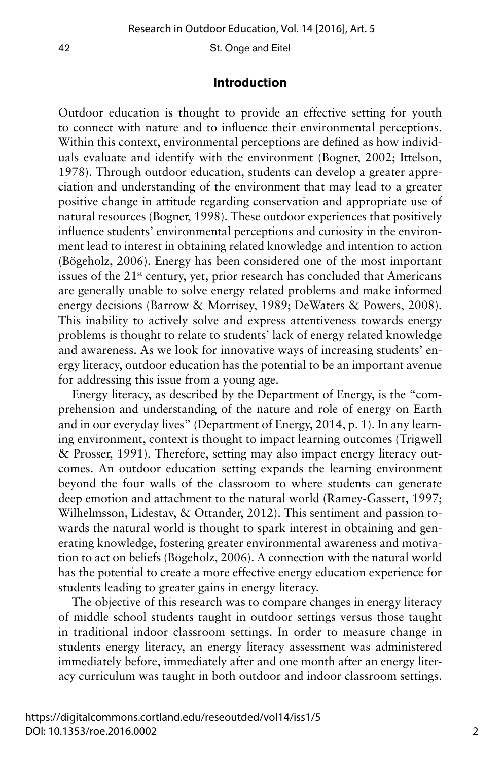## Introduction

Outdoor education is thought to provide an effective setting for youth to connect with nature and to influence their environmental perceptions. Within this context, environmental perceptions are defined as how individuals evaluate and identify with the environment (Bogner, 2002; Ittelson, 1978). Through outdoor education, students can develop a greater appreciation and understanding of the environment that may lead to a greater positive change in attitude regarding conservation and appropriate use of natural resources (Bogner, 1998). These outdoor experiences that positively influence students' environmental perceptions and curiosity in the environment lead to interest in obtaining related knowledge and intention to action (Bögeholz, 2006). Energy has been considered one of the most important issues of the 21st century, yet, prior research has concluded that Americans are generally unable to solve energy related problems and make informed energy decisions (Barrow & Morrisey, 1989; DeWaters & Powers, 2008). This inability to actively solve and express attentiveness towards energy problems is thought to relate to students' lack of energy related knowledge and awareness. As we look for innovative ways of increasing students' energy literacy, outdoor education has the potential to be an important avenue for addressing this issue from a young age.

Energy literacy, as described by the Department of Energy, is the "comprehension and understanding of the nature and role of energy on Earth and in our everyday lives" (Department of Energy, 2014, p. 1). In any learning environment, context is thought to impact learning outcomes (Trigwell & Prosser, 1991). Therefore, setting may also impact energy literacy outcomes. An outdoor education setting expands the learning environment beyond the four walls of the classroom to where students can generate deep emotion and attachment to the natural world (Ramey-Gassert, 1997; Wilhelmsson, Lidestav, & Ottander, 2012). This sentiment and passion towards the natural world is thought to spark interest in obtaining and generating knowledge, fostering greater environmental awareness and motivation to act on beliefs (Bögeholz, 2006). A connection with the natural world has the potential to create a more effective energy education experience for students leading to greater gains in energy literacy.

The objective of this research was to compare changes in energy literacy of middle school students taught in outdoor settings versus those taught in traditional indoor classroom settings. In order to measure change in students energy literacy, an energy literacy assessment was administered immediately before, immediately after and one month after an energy literacy curriculum was taught in both outdoor and indoor classroom settings.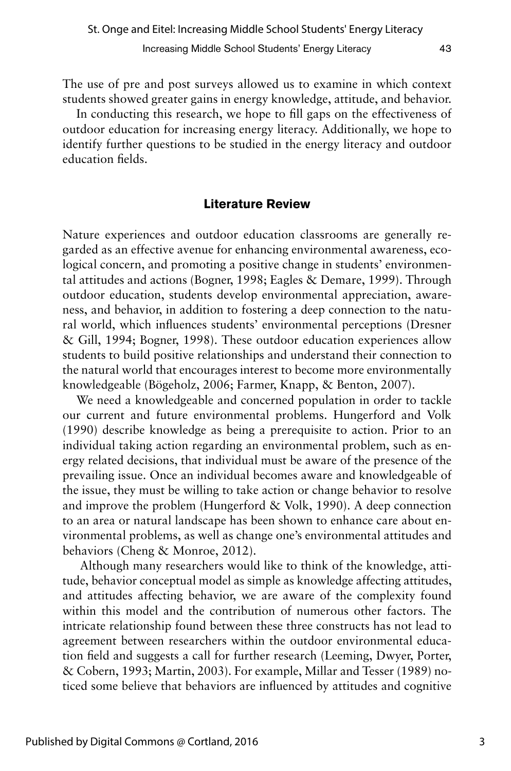The use of pre and post surveys allowed us to examine in which context students showed greater gains in energy knowledge, attitude, and behavior.

In conducting this research, we hope to fill gaps on the effectiveness of outdoor education for increasing energy literacy. Additionally, we hope to identify further questions to be studied in the energy literacy and outdoor education fields.

## Literature Review

Nature experiences and outdoor education classrooms are generally regarded as an effective avenue for enhancing environmental awareness, ecological concern, and promoting a positive change in students' environmental attitudes and actions (Bogner, 1998; Eagles & Demare, 1999). Through outdoor education, students develop environmental appreciation, awareness, and behavior, in addition to fostering a deep connection to the natural world, which influences students' environmental perceptions (Dresner & Gill, 1994; Bogner, 1998). These outdoor education experiences allow students to build positive relationships and understand their connection to the natural world that encourages interest to become more environmentally knowledgeable (Bögeholz, 2006; Farmer, Knapp, & Benton, 2007).

We need a knowledgeable and concerned population in order to tackle our current and future environmental problems. Hungerford and Volk (1990) describe knowledge as being a prerequisite to action. Prior to an individual taking action regarding an environmental problem, such as energy related decisions, that individual must be aware of the presence of the prevailing issue. Once an individual becomes aware and knowledgeable of the issue, they must be willing to take action or change behavior to resolve and improve the problem (Hungerford & Volk, 1990). A deep connection to an area or natural landscape has been shown to enhance care about environmental problems, as well as change one's environmental attitudes and behaviors (Cheng & Monroe, 2012).

Although many researchers would like to think of the knowledge, attitude, behavior conceptual model as simple as knowledge affecting attitudes, and attitudes affecting behavior, we are aware of the complexity found within this model and the contribution of numerous other factors. The intricate relationship found between these three constructs has not lead to agreement between researchers within the outdoor environmental education field and suggests a call for further research (Leeming, Dwyer, Porter, & Cobern, 1993; Martin, 2003). For example, Millar and Tesser (1989) noticed some believe that behaviors are influenced by attitudes and cognitive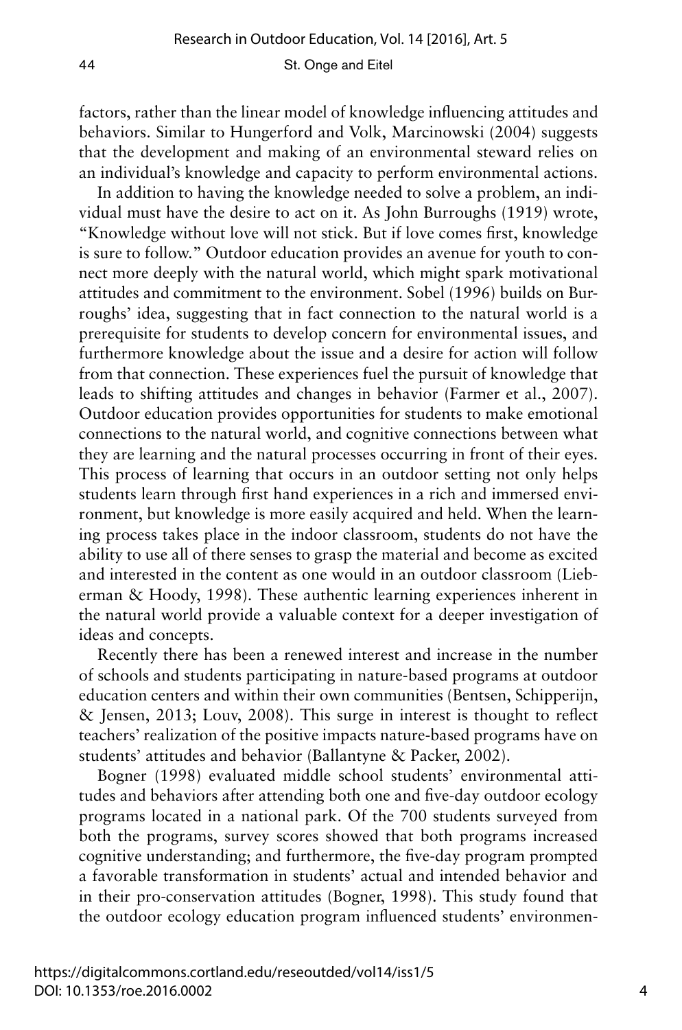factors, rather than the linear model of knowledge influencing attitudes and behaviors. Similar to Hungerford and Volk, Marcinowski (2004) suggests that the development and making of an environmental steward relies on an individual's knowledge and capacity to perform environmental actions.

In addition to having the knowledge needed to solve a problem, an individual must have the desire to act on it. As John Burroughs (1919) wrote, "Knowledge without love will not stick. But if love comes first, knowledge is sure to follow." Outdoor education provides an avenue for youth to connect more deeply with the natural world, which might spark motivational attitudes and commitment to the environment. Sobel (1996) builds on Burroughs' idea, suggesting that in fact connection to the natural world is a prerequisite for students to develop concern for environmental issues, and furthermore knowledge about the issue and a desire for action will follow from that connection. These experiences fuel the pursuit of knowledge that leads to shifting attitudes and changes in behavior (Farmer et al., 2007). Outdoor education provides opportunities for students to make emotional connections to the natural world, and cognitive connections between what they are learning and the natural processes occurring in front of their eyes. This process of learning that occurs in an outdoor setting not only helps students learn through first hand experiences in a rich and immersed environment, but knowledge is more easily acquired and held. When the learning process takes place in the indoor classroom, students do not have the ability to use all of there senses to grasp the material and become as excited and interested in the content as one would in an outdoor classroom (Lieberman & Hoody, 1998). These authentic learning experiences inherent in the natural world provide a valuable context for a deeper investigation of ideas and concepts.

Recently there has been a renewed interest and increase in the number of schools and students participating in nature-based programs at outdoor education centers and within their own communities (Bentsen, Schipperijn, & Jensen, 2013; Louv, 2008). This surge in interest is thought to reflect teachers' realization of the positive impacts nature-based programs have on students' attitudes and behavior (Ballantyne & Packer, 2002).

Bogner (1998) evaluated middle school students' environmental attitudes and behaviors after attending both one and five-day outdoor ecology programs located in a national park. Of the 700 students surveyed from both the programs, survey scores showed that both programs increased cognitive understanding; and furthermore, the five-day program prompted a favorable transformation in students' actual and intended behavior and in their pro-conservation attitudes (Bogner, 1998). This study found that the outdoor ecology education program influenced students' environmen-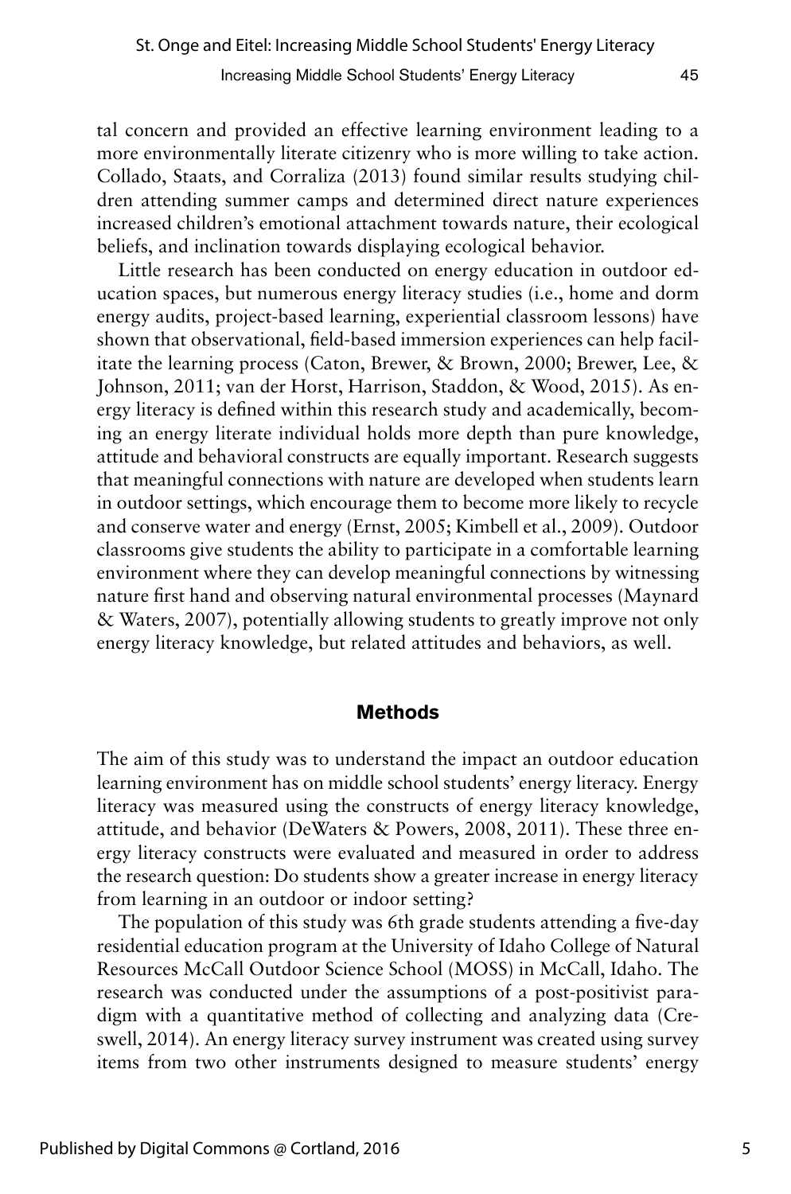tal concern and provided an effective learning environment leading to a more environmentally literate citizenry who is more willing to take action. Collado, Staats, and Corraliza (2013) found similar results studying children attending summer camps and determined direct nature experiences increased children's emotional attachment towards nature, their ecological beliefs, and inclination towards displaying ecological behavior.

Little research has been conducted on energy education in outdoor education spaces, but numerous energy literacy studies (i.e., home and dorm energy audits, project-based learning, experiential classroom lessons) have shown that observational, field-based immersion experiences can help facilitate the learning process (Caton, Brewer, & Brown, 2000; Brewer, Lee, & Johnson, 2011; van der Horst, Harrison, Staddon, & Wood, 2015). As energy literacy is defined within this research study and academically, becoming an energy literate individual holds more depth than pure knowledge, attitude and behavioral constructs are equally important. Research suggests that meaningful connections with nature are developed when students learn in outdoor settings, which encourage them to become more likely to recycle and conserve water and energy (Ernst, 2005; Kimbell et al., 2009). Outdoor classrooms give students the ability to participate in a comfortable learning environment where they can develop meaningful connections by witnessing nature first hand and observing natural environmental processes (Maynard & Waters, 2007), potentially allowing students to greatly improve not only energy literacy knowledge, but related attitudes and behaviors, as well.

## Methods

The aim of this study was to understand the impact an outdoor education learning environment has on middle school students' energy literacy. Energy literacy was measured using the constructs of energy literacy knowledge, attitude, and behavior (DeWaters & Powers, 2008, 2011). These three energy literacy constructs were evaluated and measured in order to address the research question: Do students show a greater increase in energy literacy from learning in an outdoor or indoor setting?

The population of this study was 6th grade students attending a five-day residential education program at the University of Idaho College of Natural Resources McCall Outdoor Science School (MOSS) in McCall, Idaho. The research was conducted under the assumptions of a post-positivist paradigm with a quantitative method of collecting and analyzing data (Creswell, 2014). An energy literacy survey instrument was created using survey items from two other instruments designed to measure students' energy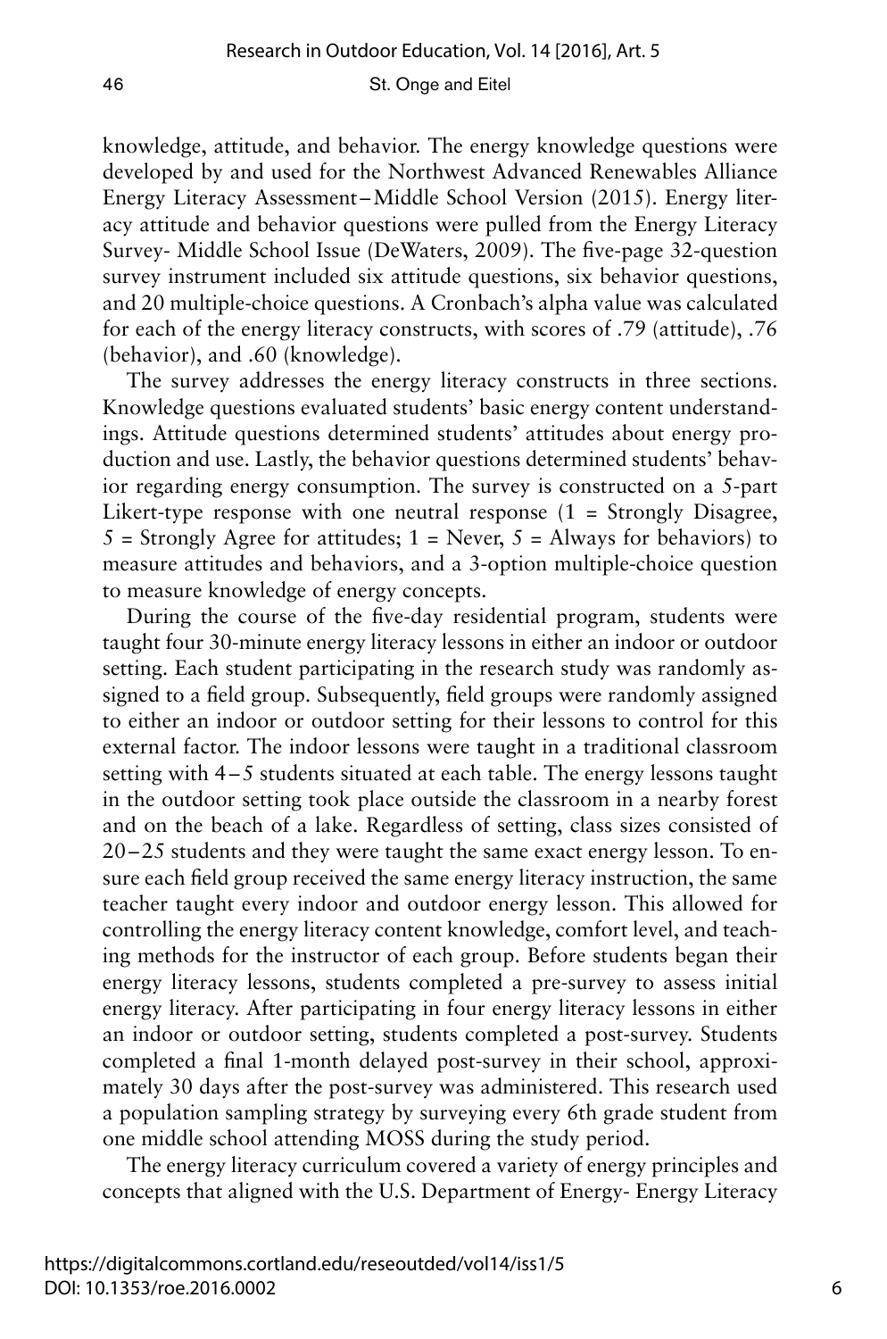knowledge, attitude, and behavior. The energy knowledge questions were developed by and used for the Northwest Advanced Renewables Alliance Energy Literacy Assessment–Middle School Version (2015). Energy literacy attitude and behavior questions were pulled from the Energy Literacy Survey- Middle School Issue (DeWaters, 2009). The five-page 32-question survey instrument included six attitude questions, six behavior questions, and 20 multiple-choice questions. A Cronbach's alpha value was calculated for each of the energy literacy constructs, with scores of .79 (attitude), .76 (behavior), and .60 (knowledge).

The survey addresses the energy literacy constructs in three sections. Knowledge questions evaluated students' basic energy content understandings. Attitude questions determined students' attitudes about energy production and use. Lastly, the behavior questions determined students' behavior regarding energy consumption. The survey is constructed on a 5-part Likert-type response with one neutral response (1 = Strongly Disagree, 5 = Strongly Agree for attitudes; 1 = Never, 5 = Always for behaviors) to measure attitudes and behaviors, and a 3-option multiple-choice question to measure knowledge of energy concepts.

During the course of the five-day residential program, students were taught four 30-minute energy literacy lessons in either an indoor or outdoor setting. Each student participating in the research study was randomly assigned to a field group. Subsequently, field groups were randomly assigned to either an indoor or outdoor setting for their lessons to control for this external factor. The indoor lessons were taught in a traditional classroom setting with 4–5 students situated at each table. The energy lessons taught in the outdoor setting took place outside the classroom in a nearby forest and on the beach of a lake. Regardless of setting, class sizes consisted of 20–25 students and they were taught the same exact energy lesson. To ensure each field group received the same energy literacy instruction, the same teacher taught every indoor and outdoor energy lesson. This allowed for controlling the energy literacy content knowledge, comfort level, and teaching methods for the instructor of each group. Before students began their energy literacy lessons, students completed a pre-survey to assess initial energy literacy. After participating in four energy literacy lessons in either an indoor or outdoor setting, students completed a post-survey. Students completed a final 1-month delayed post-survey in their school, approximately 30 days after the post-survey was administered. This research used a population sampling strategy by surveying every 6th grade student from one middle school attending MOSS during the study period.

The energy literacy curriculum covered a variety of energy principles and concepts that aligned with the U.S. Department of Energy- Energy Literacy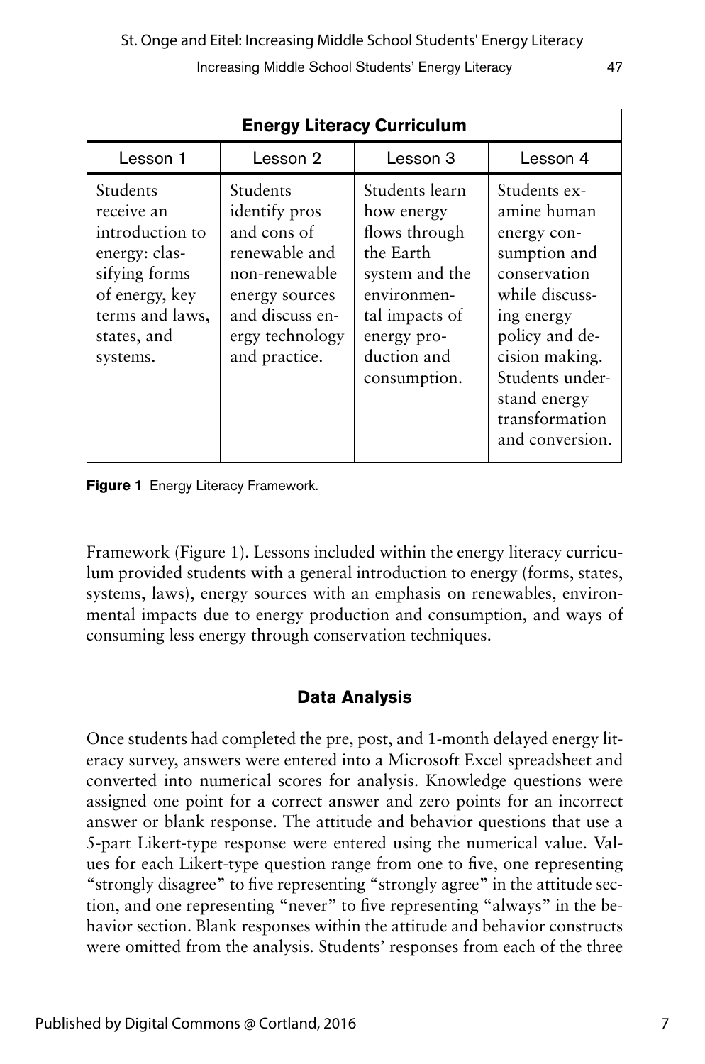| Energy Literacy Curriculum | | | |
|---|---|---|---|
| Lesson 1 | Lesson 2 | Lesson 3 | Lesson 4 |
| Students receive an introduction to energy: classifying forms of energy, key terms and laws, states, and systems. | Students identify pros and cons of renewable and non-renewable energy sources and discuss energy technology and practice. | Students learn how energy flows through the Earth system and the environmental impacts of energy production and consumption. | Students examine human energy consumption and conservation while discussing energy policy and decision making. Students understand energy transformation and conversion. |

**Figure 1** Energy Literacy Framework.

Framework (Figure 1). Lessons included within the energy literacy curriculum provided students with a general introduction to energy (forms, states, systems, laws), energy sources with an emphasis on renewables, environmental impacts due to energy production and consumption, and ways of consuming less energy through conservation techniques.

## Data Analysis

Once students had completed the pre, post, and 1-month delayed energy literacy survey, answers were entered into a Microsoft Excel spreadsheet and converted into numerical scores for analysis. Knowledge questions were assigned one point for a correct answer and zero points for an incorrect answer or blank response. The attitude and behavior questions that use a 5-part Likert-type response were entered using the numerical value. Values for each Likert-type question range from one to five, one representing "strongly disagree" to five representing "strongly agree" in the attitude section, and one representing "never" to five representing "always" in the behavior section. Blank responses within the attitude and behavior constructs were omitted from the analysis. Students' responses from each of the three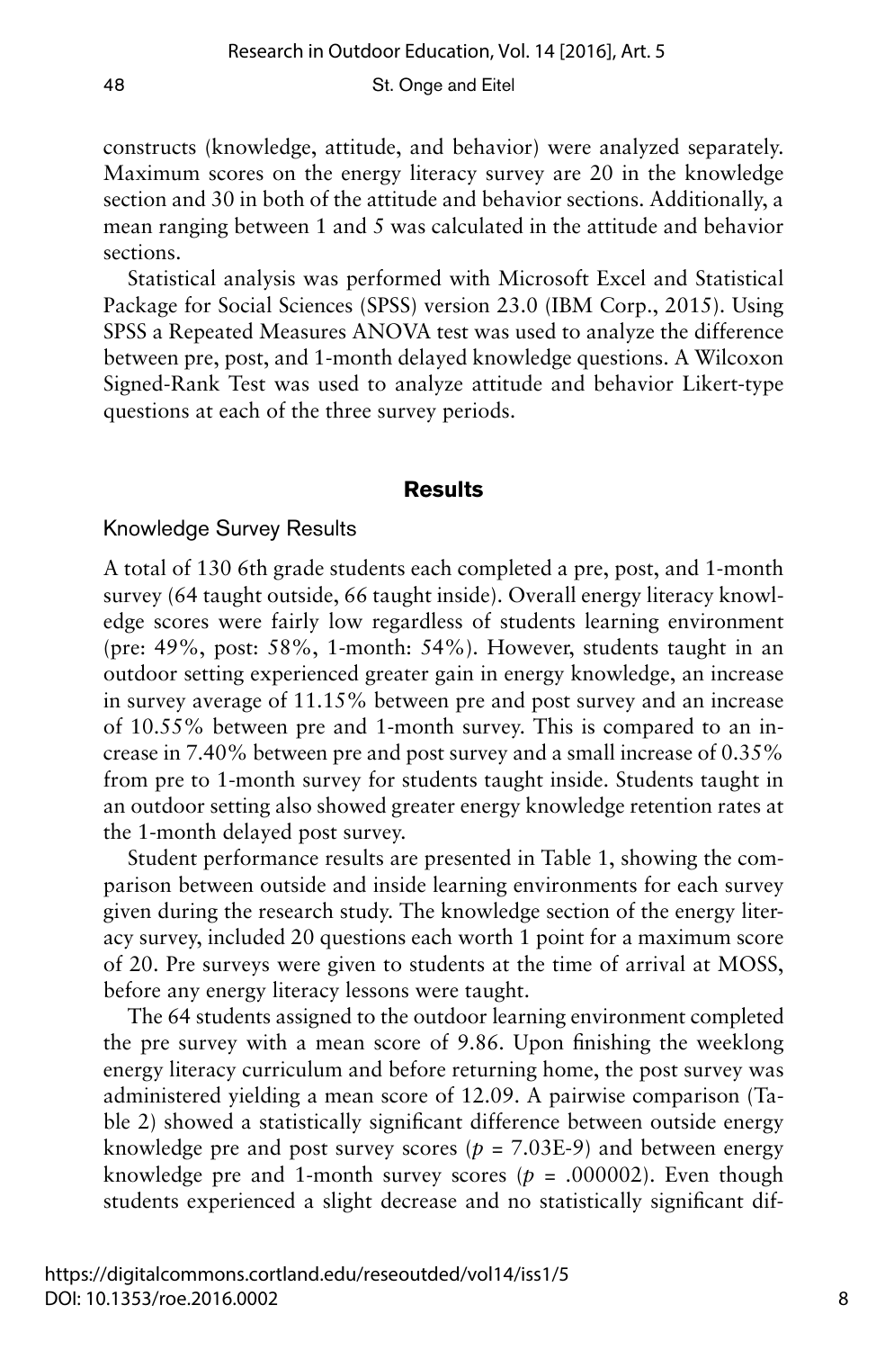constructs (knowledge, attitude, and behavior) were analyzed separately. Maximum scores on the energy literacy survey are 20 in the knowledge section and 30 in both of the attitude and behavior sections. Additionally, a mean ranging between 1 and 5 was calculated in the attitude and behavior sections.

Statistical analysis was performed with Microsoft Excel and Statistical Package for Social Sciences (SPSS) version 23.0 (IBM Corp., 2015). Using SPSS a Repeated Measures ANOVA test was used to analyze the difference between pre, post, and 1-month delayed knowledge questions. A Wilcoxon Signed-Rank Test was used to analyze attitude and behavior Likert-type questions at each of the three survey periods.

## Results

### Knowledge Survey Results

A total of 130 6th grade students each completed a pre, post, and 1-month survey (64 taught outside, 66 taught inside). Overall energy literacy knowledge scores were fairly low regardless of students learning environment (pre: 49%, post: 58%, 1-month: 54%). However, students taught in an outdoor setting experienced greater gain in energy knowledge, an increase in survey average of 11.15% between pre and post survey and an increase of 10.55% between pre and 1-month survey. This is compared to an increase in 7.40% between pre and post survey and a small increase of 0.35% from pre to 1-month survey for students taught inside. Students taught in an outdoor setting also showed greater energy knowledge retention rates at the 1-month delayed post survey.

Student performance results are presented in Table 1, showing the comparison between outside and inside learning environments for each survey given during the research study. The knowledge section of the energy literacy survey, included 20 questions each worth 1 point for a maximum score of 20. Pre surveys were given to students at the time of arrival at MOSS, before any energy literacy lessons were taught.

The 64 students assigned to the outdoor learning environment completed the pre survey with a mean score of 9.86. Upon finishing the weeklong energy literacy curriculum and before returning home, the post survey was administered yielding a mean score of 12.09. A pairwise comparison (Table 2) showed a statistically significant difference between outside energy knowledge pre and post survey scores ($p$ = 7.03E-9) and between energy knowledge pre and 1-month survey scores ($p$ = .000002). Even though students experienced a slight decrease and no statistically significant dif-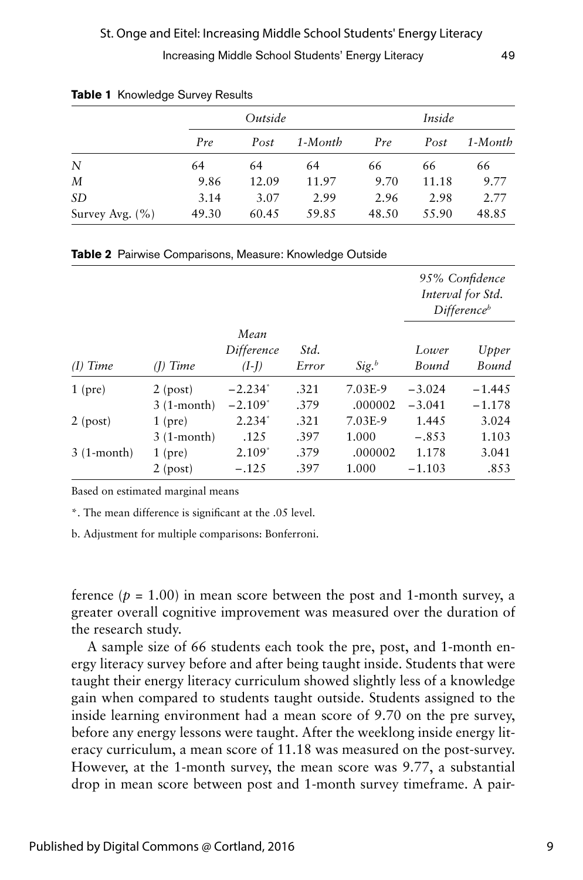**Table 1** Knowledge Survey Results

| | *Outside* | | | *Inside* | | |
|---|---|---|---|---|---|---|
| | *Pre* | *Post* | *1-Month* | *Pre* | *Post* | *1-Month* |
| *N* | 64 | 64 | 64 | 66 | 66 | 66 |
| *M* | 9.86 | 12.09 | 11.97 | 9.70 | 11.18 | 9.77 |
| *SD* | 3.14 | 3.07 | 2.99 | 2.96 | 2.98 | 2.77 |
| Survey Avg. (%) | 49.30 | 60.45 | 59.85 | 48.50 | 55.90 | 48.85 |

**Table 2** Pairwise Comparisons, Measure: Knowledge Outside

| | | | | | *95% Confidence Interval for Std. Difference*[b] | |
|---|---|---|---|---|---|---|
| *(I) Time* | *(J) Time* | *Mean Difference (I-J)* | *Std. Error* | *Sig.*[b] | *Lower Bound* | *Upper Bound* |
| 1 (pre) | 2 (post) | −2.234* | .321 | 7.03E-9 | −3.024 | −1.445 |
| | 3 (1-month) | −2.109* | .379 | .000002 | −3.041 | −1.178 |
| 2 (post) | 1 (pre) | 2.234* | .321 | 7.03E-9 | 1.445 | 3.024 |
| | 3 (1-month) | .125 | .397 | 1.000 | −.853 | 1.103 |
| 3 (1-month) | 1 (pre) | 2.109* | .379 | .000002 | 1.178 | 3.041 |
| | 2 (post) | −.125 | .397 | 1.000 | −1.103 | .853 |

Based on estimated marginal means

*. The mean difference is significant at the .05 level.

b. Adjustment for multiple comparisons: Bonferroni.

ference ($p = 1.00$) in mean score between the post and 1-month survey, a greater overall cognitive improvement was measured over the duration of the research study.

A sample size of 66 students each took the pre, post, and 1-month energy literacy survey before and after being taught inside. Students that were taught their energy literacy curriculum showed slightly less of a knowledge gain when compared to students taught outside. Students assigned to the inside learning environment had a mean score of 9.70 on the pre survey, before any energy lessons were taught. After the weeklong inside energy literacy curriculum, a mean score of 11.18 was measured on the post-survey. However, at the 1-month survey, the mean score was 9.77, a substantial drop in mean score between post and 1-month survey timeframe. A pair-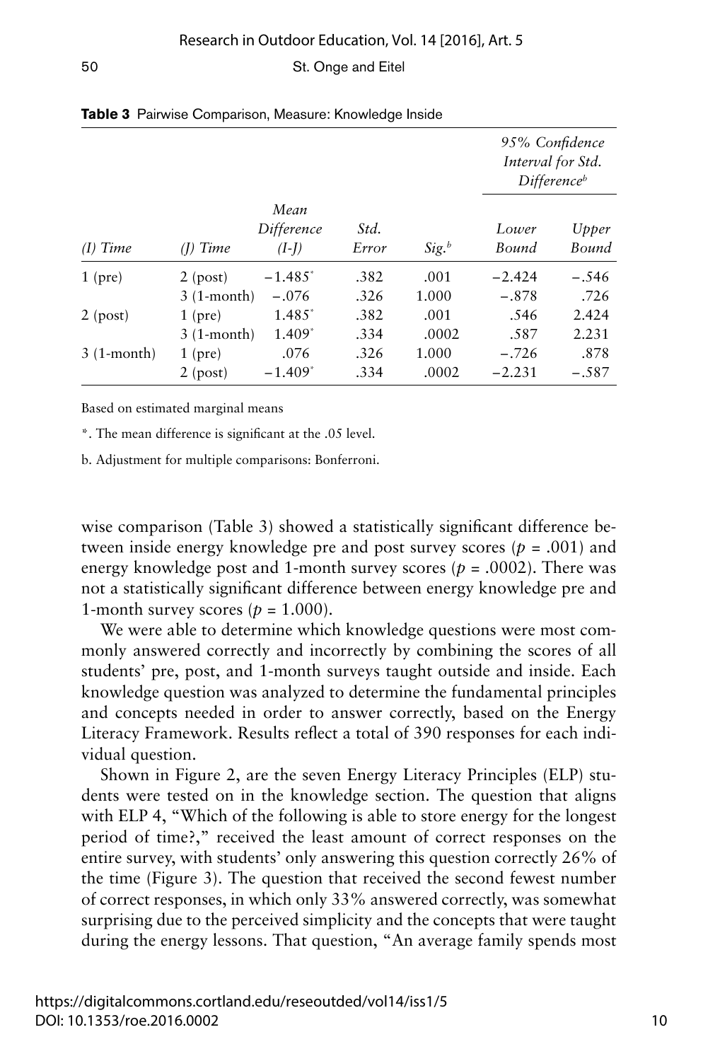**Table 3** Pairwise Comparison, Measure: Knowledge Inside

| *(I) Time* | *(J) Time* | *Mean Difference (I-J)* | *Std. Error* | *Sig.*[b] | *95% Confidence Interval for Std. Difference*[b] *Lower Bound* | *Upper Bound* |
|---|---|---|---|---|---|---|
| 1 (pre) | 2 (post) | −1.485* | .382 | .001 | −2.424 | −.546 |
| | 3 (1-month) | −.076 | .326 | 1.000 | −.878 | .726 |
| 2 (post) | 1 (pre) | 1.485* | .382 | .001 | .546 | 2.424 |
| | 3 (1-month) | 1.409* | .334 | .0002 | .587 | 2.231 |
| 3 (1-month) | 1 (pre) | .076 | .326 | 1.000 | −.726 | .878 |
| | 2 (post) | −1.409* | .334 | .0002 | −2.231 | −.587 |

Based on estimated marginal means

*. The mean difference is significant at the .05 level.

b. Adjustment for multiple comparisons: Bonferroni.

wise comparison (Table 3) showed a statistically significant difference between inside energy knowledge pre and post survey scores ($p = .001$) and energy knowledge post and 1-month survey scores ($p = .0002$). There was not a statistically significant difference between energy knowledge pre and 1-month survey scores ($p = 1.000$).

We were able to determine which knowledge questions were most commonly answered correctly and incorrectly by combining the scores of all students' pre, post, and 1-month surveys taught outside and inside. Each knowledge question was analyzed to determine the fundamental principles and concepts needed in order to answer correctly, based on the Energy Literacy Framework. Results reflect a total of 390 responses for each individual question.

Shown in Figure 2, are the seven Energy Literacy Principles (ELP) students were tested on in the knowledge section. The question that aligns with ELP 4, "Which of the following is able to store energy for the longest period of time?," received the least amount of correct responses on the entire survey, with students' only answering this question correctly 26% of the time (Figure 3). The question that received the second fewest number of correct responses, in which only 33% answered correctly, was somewhat surprising due to the perceived simplicity and the concepts that were taught during the energy lessons. That question, "An average family spends most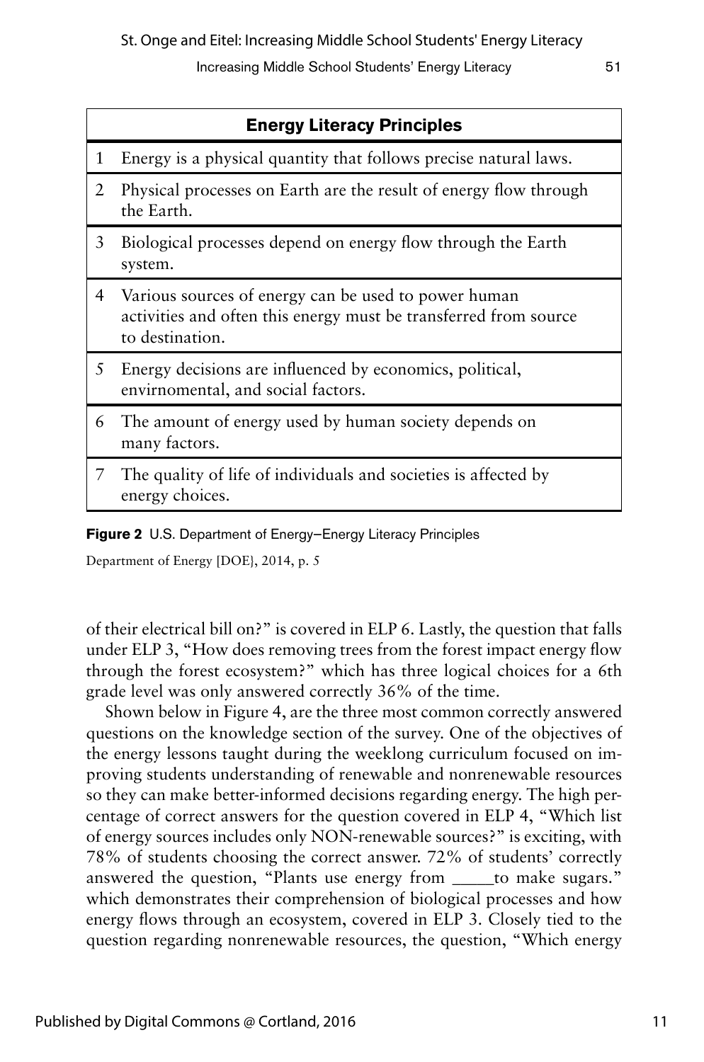| | Energy Literacy Principles |
|---|---|
| 1 | Energy is a physical quantity that follows precise natural laws. |
| 2 | Physical processes on Earth are the result of energy flow through the Earth. |
| 3 | Biological processes depend on energy flow through the Earth system. |
| 4 | Various sources of energy can be used to power human activities and often this energy must be transferred from source to destination. |
| 5 | Energy decisions are influenced by economics, political, envirnomental, and social factors. |
| 6 | The amount of energy used by human society depends on many factors. |
| 7 | The quality of life of individuals and societies is affected by energy choices. |

**Figure 2** U.S. Department of Energy–Energy Literacy Principles

Department of Energy [DOE], 2014, p. 5

of their electrical bill on?" is covered in ELP 6. Lastly, the question that falls under ELP 3, "How does removing trees from the forest impact energy flow through the forest ecosystem?" which has three logical choices for a 6th grade level was only answered correctly 36% of the time.

Shown below in Figure 4, are the three most common correctly answered questions on the knowledge section of the survey. One of the objectives of the energy lessons taught during the weeklong curriculum focused on improving students understanding of renewable and nonrenewable resources so they can make better-informed decisions regarding energy. The high percentage of correct answers for the question covered in ELP 4, "Which list of energy sources includes only NON-renewable sources?" is exciting, with 78% of students choosing the correct answer. 72% of students' correctly answered the question, "Plants use energy from _____to make sugars." which demonstrates their comprehension of biological processes and how energy flows through an ecosystem, covered in ELP 3. Closely tied to the question regarding nonrenewable resources, the question, "Which energy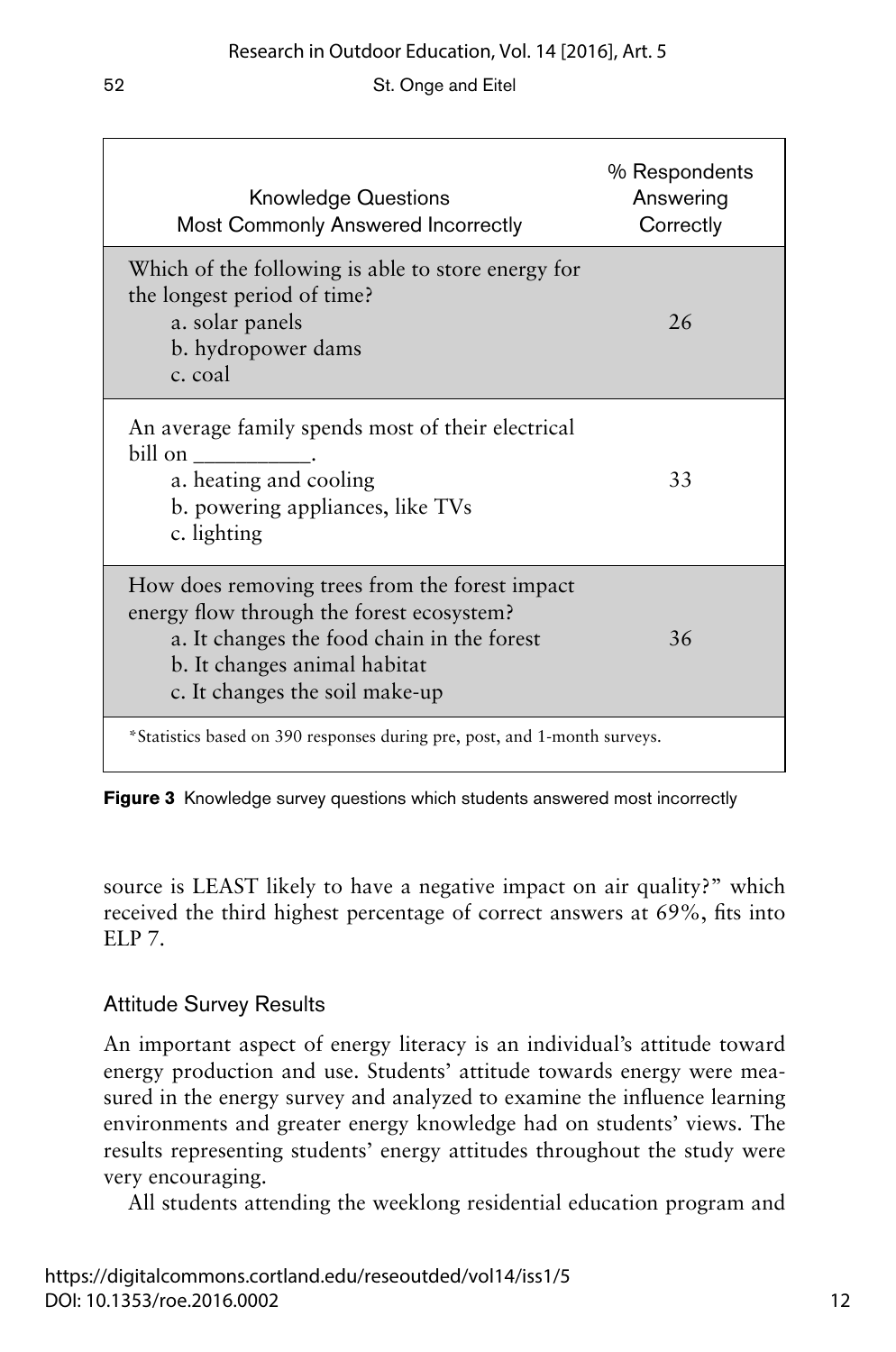| Knowledge Questions Most Commonly Answered Incorrectly | % Respondents Answering Correctly |
|---|---|
| Which of the following is able to store energy for the longest period of time?<br>a. solar panels<br>b. hydropower dams<br>c. coal | 26 |
| An average family spends most of their electrical bill on __________.<br>a. heating and cooling<br>b. powering appliances, like TVs<br>c. lighting | 33 |
| How does removing trees from the forest impact energy flow through the forest ecosystem?<br>a. It changes the food chain in the forest<br>b. It changes animal habitat<br>c. It changes the soil make-up | 36 |

*Statistics based on 390 responses during pre, post, and 1-month surveys.

**Figure 3** Knowledge survey questions which students answered most incorrectly

source is LEAST likely to have a negative impact on air quality?" which received the third highest percentage of correct answers at 69%, fits into ELP 7.

### Attitude Survey Results

An important aspect of energy literacy is an individual's attitude toward energy production and use. Students' attitude towards energy were measured in the energy survey and analyzed to examine the influence learning environments and greater energy knowledge had on students' views. The results representing students' energy attitudes throughout the study were very encouraging.

All students attending the weeklong residential education program and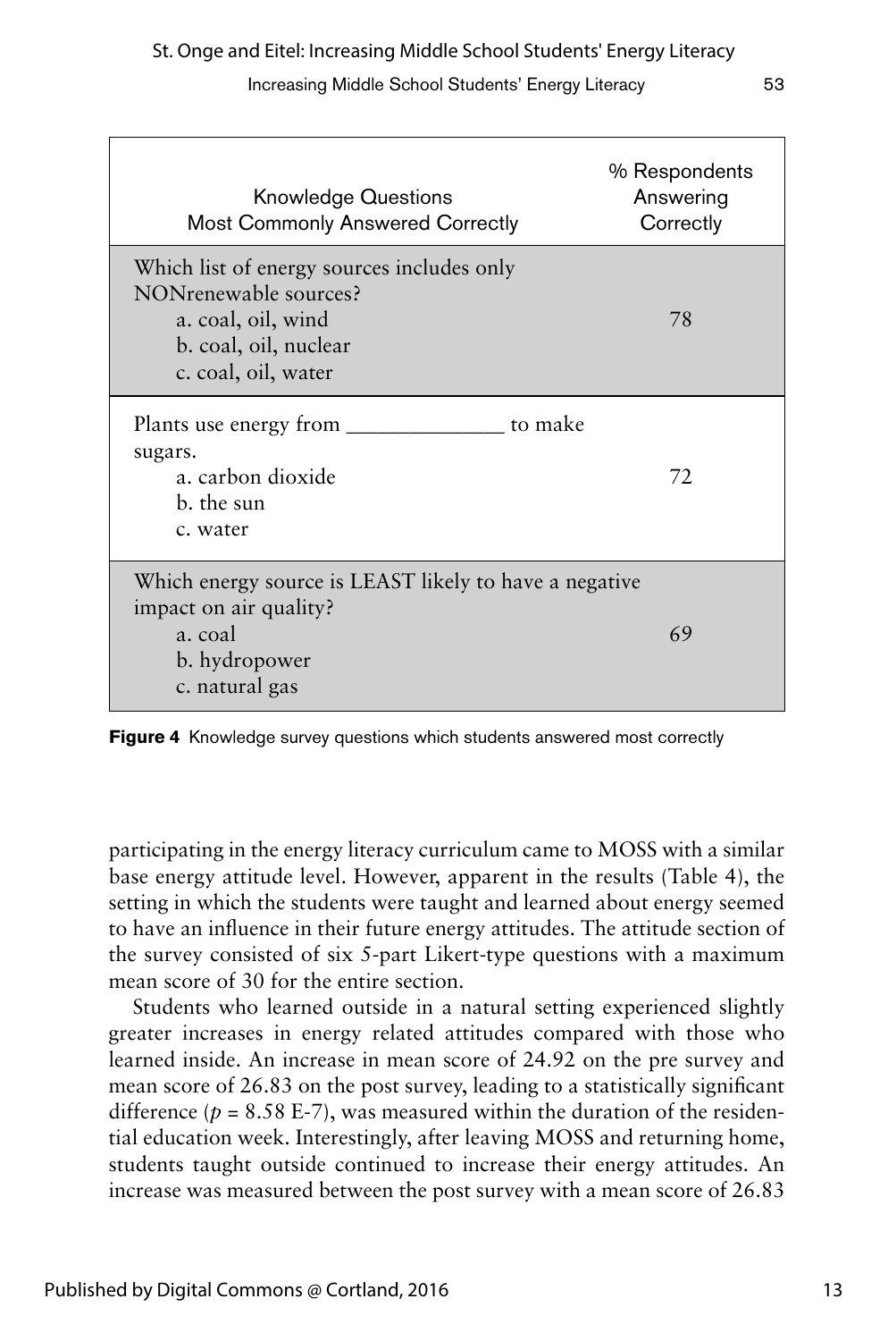| Knowledge Questions Most Commonly Answered Correctly | % Respondents Answering Correctly |
|---|---|
| Which list of energy sources includes only NONrenewable sources?<br>a. coal, oil, wind<br>b. coal, oil, nuclear<br>c. coal, oil, water | 78 |
| Plants use energy from ______________ to make sugars.<br>a. carbon dioxide<br>b. the sun<br>c. water | 72 |
| Which energy source is LEAST likely to have a negative impact on air quality?<br>a. coal<br>b. hydropower<br>c. natural gas | 69 |

**Figure 4** Knowledge survey questions which students answered most correctly

participating in the energy literacy curriculum came to MOSS with a similar base energy attitude level. However, apparent in the results (Table 4), the setting in which the students were taught and learned about energy seemed to have an influence in their future energy attitudes. The attitude section of the survey consisted of six 5-part Likert-type questions with a maximum mean score of 30 for the entire section.

Students who learned outside in a natural setting experienced slightly greater increases in energy related attitudes compared with those who learned inside. An increase in mean score of 24.92 on the pre survey and mean score of 26.83 on the post survey, leading to a statistically significant difference ($p$ = 8.58 E-7), was measured within the duration of the residential education week. Interestingly, after leaving MOSS and returning home, students taught outside continued to increase their energy attitudes. An increase was measured between the post survey with a mean score of 26.83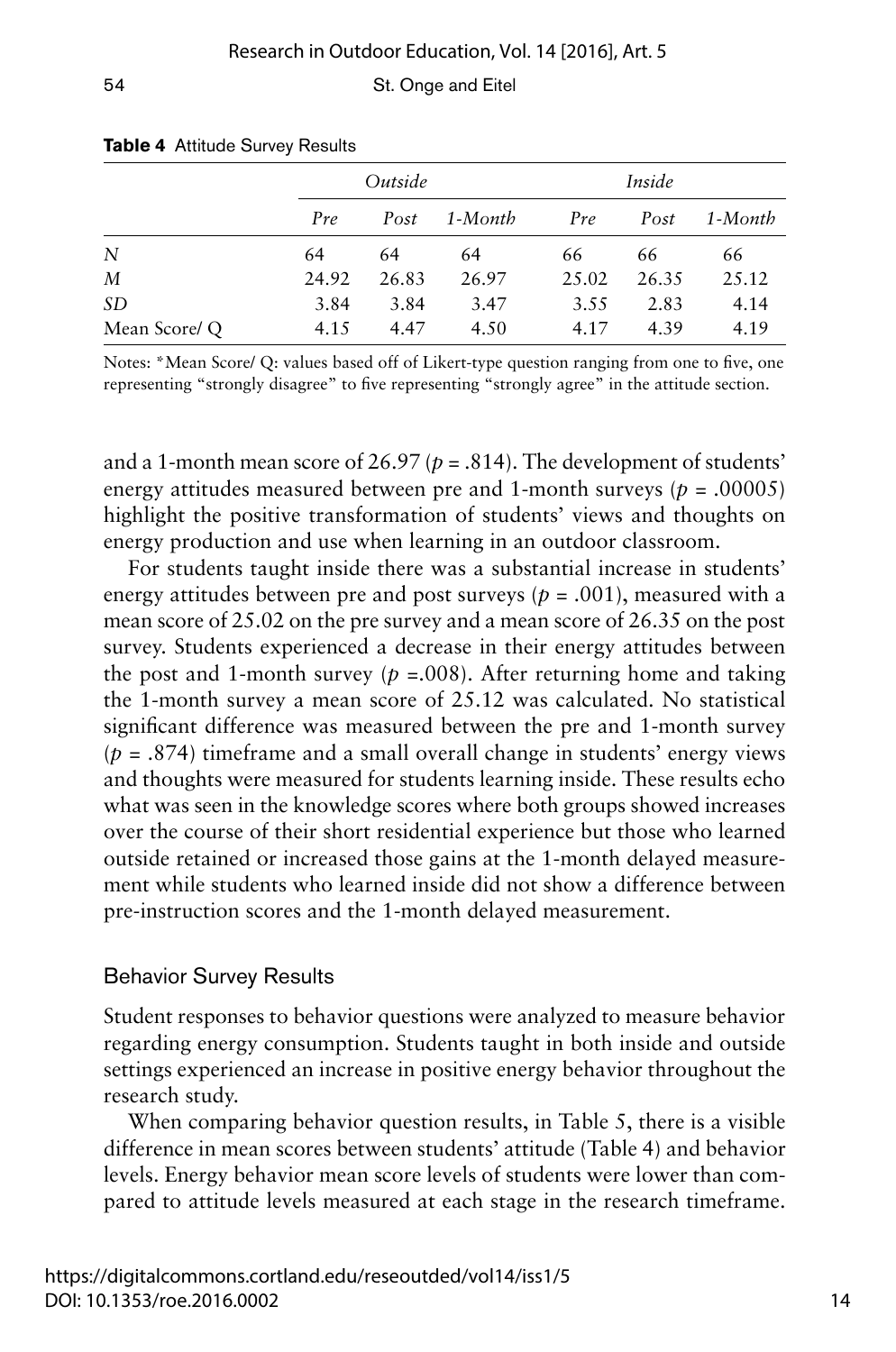**Table 4** Attitude Survey Results

| | *Outside* | | | *Inside* | | |
|---|---|---|---|---|---|---|
| | *Pre* | *Post* | *1-Month* | *Pre* | *Post* | *1-Month* |
| *N* | 64 | 64 | 64 | 66 | 66 | 66 |
| *M* | 24.92 | 26.83 | 26.97 | 25.02 | 26.35 | 25.12 |
| *SD* | 3.84 | 3.84 | 3.47 | 3.55 | 2.83 | 4.14 |
| Mean Score/ Q | 4.15 | 4.47 | 4.50 | 4.17 | 4.39 | 4.19 |

Notes: *Mean Score/ Q: values based off of Likert-type question ranging from one to five, one representing "strongly disagree" to five representing "strongly agree" in the attitude section.

and a 1-month mean score of 26.97 ($p = .814$). The development of students' energy attitudes measured between pre and 1-month surveys ($p = .00005$) highlight the positive transformation of students' views and thoughts on energy production and use when learning in an outdoor classroom.

For students taught inside there was a substantial increase in students' energy attitudes between pre and post surveys ($p = .001$), measured with a mean score of 25.02 on the pre survey and a mean score of 26.35 on the post survey. Students experienced a decrease in their energy attitudes between the post and 1-month survey ($p = .008$). After returning home and taking the 1-month survey a mean score of 25.12 was calculated. No statistical significant difference was measured between the pre and 1-month survey ($p = .874$) timeframe and a small overall change in students' energy views and thoughts were measured for students learning inside. These results echo what was seen in the knowledge scores where both groups showed increases over the course of their short residential experience but those who learned outside retained or increased those gains at the 1-month delayed measurement while students who learned inside did not show a difference between pre-instruction scores and the 1-month delayed measurement.

## Behavior Survey Results

Student responses to behavior questions were analyzed to measure behavior regarding energy consumption. Students taught in both inside and outside settings experienced an increase in positive energy behavior throughout the research study.

When comparing behavior question results, in Table 5, there is a visible difference in mean scores between students' attitude (Table 4) and behavior levels. Energy behavior mean score levels of students were lower than compared to attitude levels measured at each stage in the research timeframe.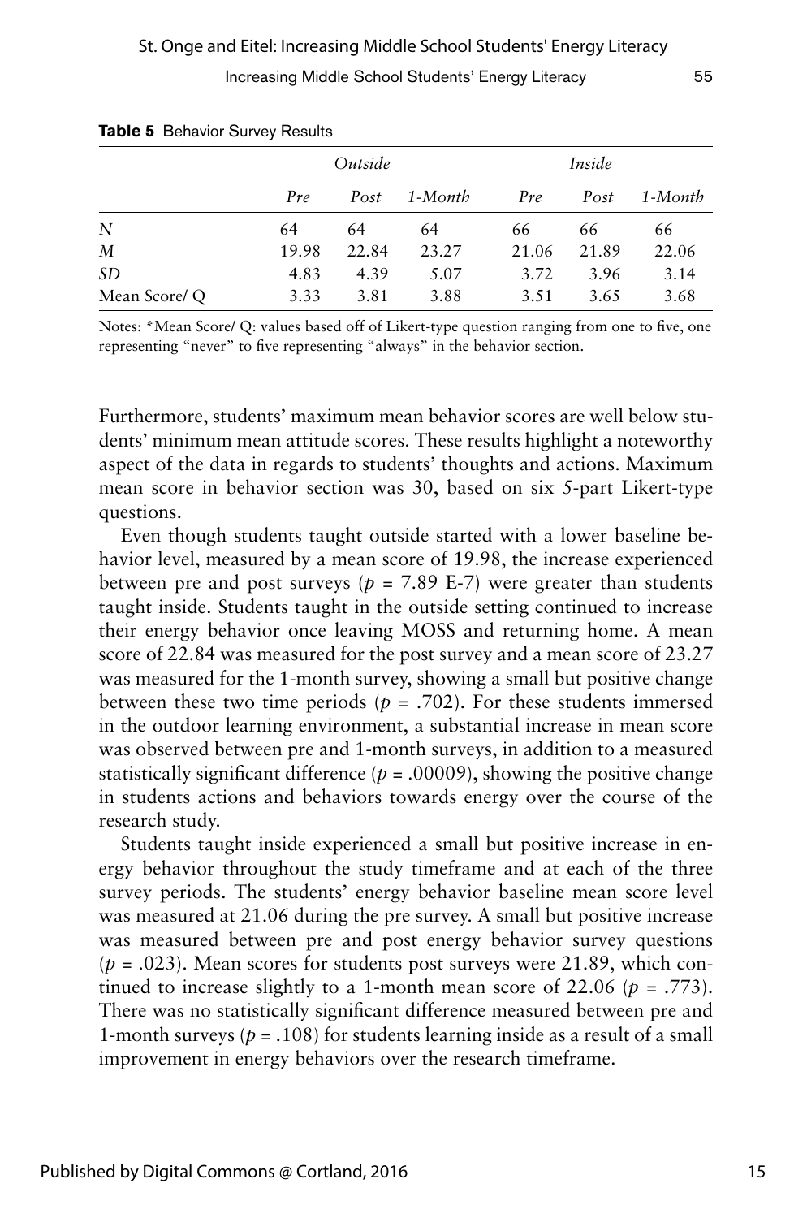**Table 5** Behavior Survey Results

| | *Outside* | | | *Inside* | | |
|---|---|---|---|---|---|---|
| | *Pre* | *Post* | *1-Month* | *Pre* | *Post* | *1-Month* |
| *N* | 64 | 64 | 64 | 66 | 66 | 66 |
| *M* | 19.98 | 22.84 | 23.27 | 21.06 | 21.89 | 22.06 |
| *SD* | 4.83 | 4.39 | 5.07 | 3.72 | 3.96 | 3.14 |
| Mean Score/ Q | 3.33 | 3.81 | 3.88 | 3.51 | 3.65 | 3.68 |

Notes: *Mean Score/ Q: values based off of Likert-type question ranging from one to five, one representing "never" to five representing "always" in the behavior section.

Furthermore, students' maximum mean behavior scores are well below students' minimum mean attitude scores. These results highlight a noteworthy aspect of the data in regards to students' thoughts and actions. Maximum mean score in behavior section was 30, based on six 5-part Likert-type questions.

Even though students taught outside started with a lower baseline behavior level, measured by a mean score of 19.98, the increase experienced between pre and post surveys ($p$ = 7.89 E-7) were greater than students taught inside. Students taught in the outside setting continued to increase their energy behavior once leaving MOSS and returning home. A mean score of 22.84 was measured for the post survey and a mean score of 23.27 was measured for the 1-month survey, showing a small but positive change between these two time periods ($p = .702$). For these students immersed in the outdoor learning environment, a substantial increase in mean score was observed between pre and 1-month surveys, in addition to a measured statistically significant difference ($p = .00009$), showing the positive change in students actions and behaviors towards energy over the course of the research study.

Students taught inside experienced a small but positive increase in energy behavior throughout the study timeframe and at each of the three survey periods. The students' energy behavior baseline mean score level was measured at 21.06 during the pre survey. A small but positive increase was measured between pre and post energy behavior survey questions ($p = .023$). Mean scores for students post surveys were 21.89, which continued to increase slightly to a 1-month mean score of 22.06 ($p = .773$). There was no statistically significant difference measured between pre and 1-month surveys ($p = .108$) for students learning inside as a result of a small improvement in energy behaviors over the research timeframe.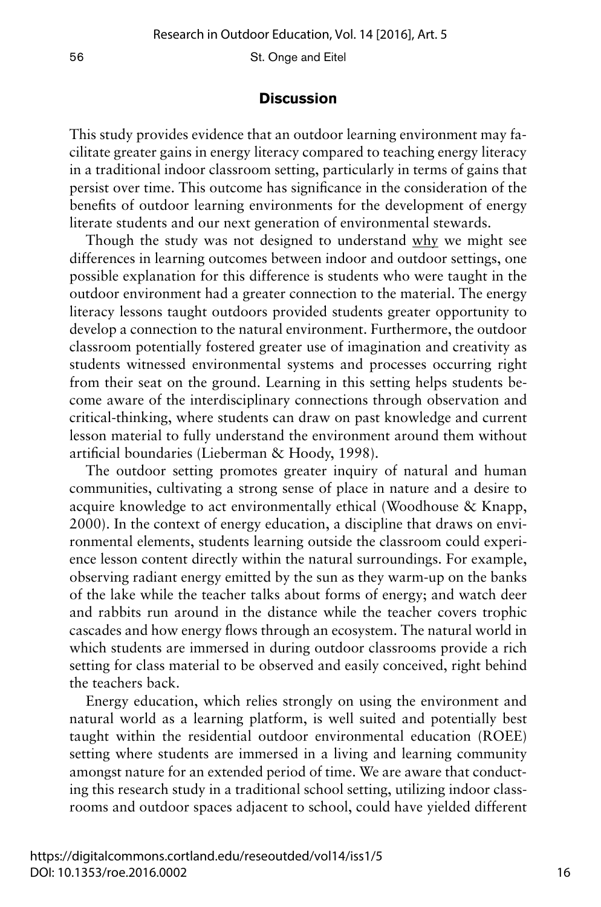## Discussion

This study provides evidence that an outdoor learning environment may facilitate greater gains in energy literacy compared to teaching energy literacy in a traditional indoor classroom setting, particularly in terms of gains that persist over time. This outcome has significance in the consideration of the benefits of outdoor learning environments for the development of energy literate students and our next generation of environmental stewards.

Though the study was not designed to understand why we might see differences in learning outcomes between indoor and outdoor settings, one possible explanation for this difference is students who were taught in the outdoor environment had a greater connection to the material. The energy literacy lessons taught outdoors provided students greater opportunity to develop a connection to the natural environment. Furthermore, the outdoor classroom potentially fostered greater use of imagination and creativity as students witnessed environmental systems and processes occurring right from their seat on the ground. Learning in this setting helps students become aware of the interdisciplinary connections through observation and critical-thinking, where students can draw on past knowledge and current lesson material to fully understand the environment around them without artificial boundaries (Lieberman & Hoody, 1998).

The outdoor setting promotes greater inquiry of natural and human communities, cultivating a strong sense of place in nature and a desire to acquire knowledge to act environmentally ethical (Woodhouse & Knapp, 2000). In the context of energy education, a discipline that draws on environmental elements, students learning outside the classroom could experience lesson content directly within the natural surroundings. For example, observing radiant energy emitted by the sun as they warm-up on the banks of the lake while the teacher talks about forms of energy; and watch deer and rabbits run around in the distance while the teacher covers trophic cascades and how energy flows through an ecosystem. The natural world in which students are immersed in during outdoor classrooms provide a rich setting for class material to be observed and easily conceived, right behind the teachers back.

Energy education, which relies strongly on using the environment and natural world as a learning platform, is well suited and potentially best taught within the residential outdoor environmental education (ROEE) setting where students are immersed in a living and learning community amongst nature for an extended period of time. We are aware that conducting this research study in a traditional school setting, utilizing indoor classrooms and outdoor spaces adjacent to school, could have yielded different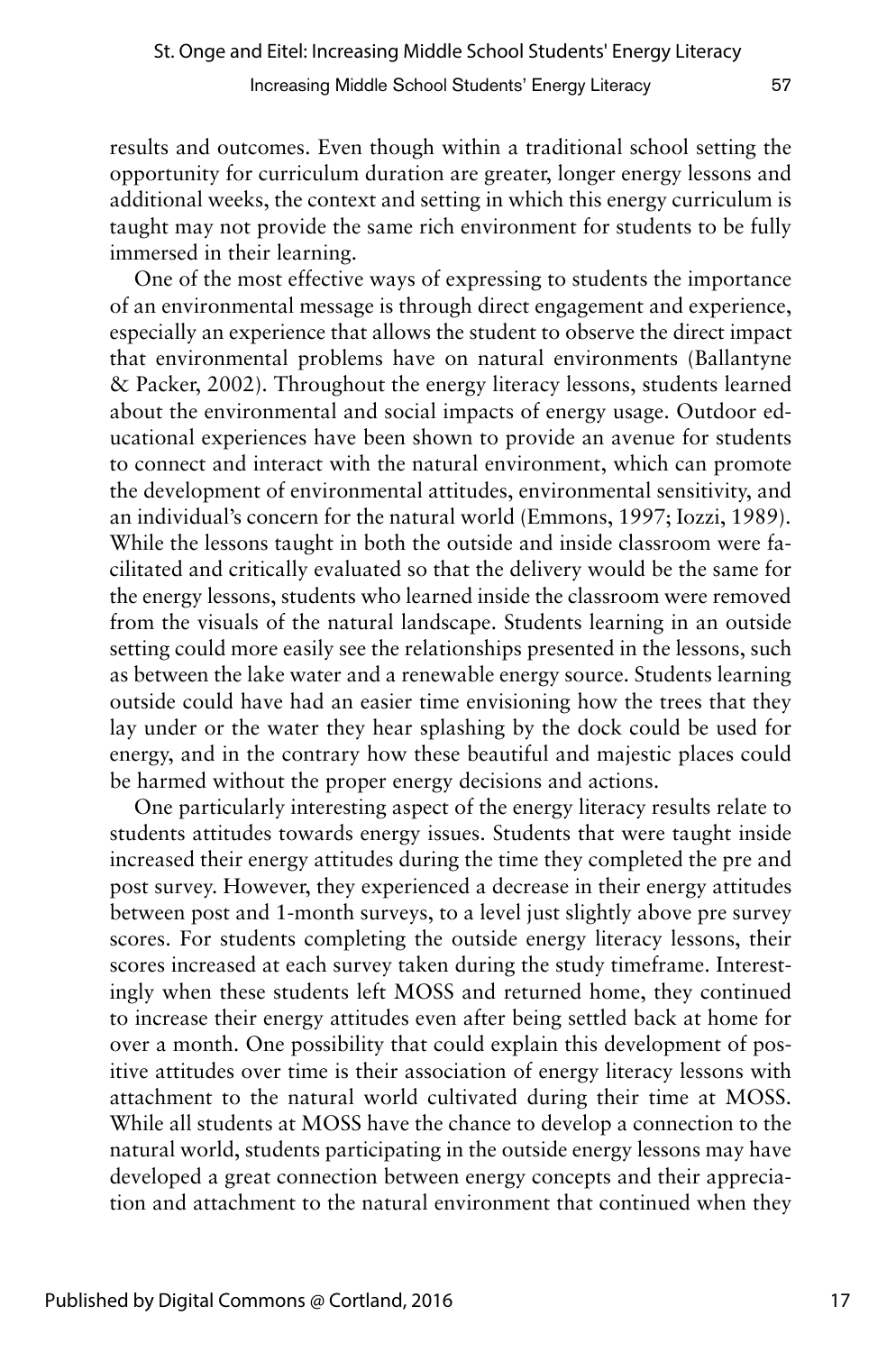results and outcomes. Even though within a traditional school setting the opportunity for curriculum duration are greater, longer energy lessons and additional weeks, the context and setting in which this energy curriculum is taught may not provide the same rich environment for students to be fully immersed in their learning.

One of the most effective ways of expressing to students the importance of an environmental message is through direct engagement and experience, especially an experience that allows the student to observe the direct impact that environmental problems have on natural environments (Ballantyne & Packer, 2002). Throughout the energy literacy lessons, students learned about the environmental and social impacts of energy usage. Outdoor educational experiences have been shown to provide an avenue for students to connect and interact with the natural environment, which can promote the development of environmental attitudes, environmental sensitivity, and an individual's concern for the natural world (Emmons, 1997; Iozzi, 1989). While the lessons taught in both the outside and inside classroom were facilitated and critically evaluated so that the delivery would be the same for the energy lessons, students who learned inside the classroom were removed from the visuals of the natural landscape. Students learning in an outside setting could more easily see the relationships presented in the lessons, such as between the lake water and a renewable energy source. Students learning outside could have had an easier time envisioning how the trees that they lay under or the water they hear splashing by the dock could be used for energy, and in the contrary how these beautiful and majestic places could be harmed without the proper energy decisions and actions.

One particularly interesting aspect of the energy literacy results relate to students attitudes towards energy issues. Students that were taught inside increased their energy attitudes during the time they completed the pre and post survey. However, they experienced a decrease in their energy attitudes between post and 1-month surveys, to a level just slightly above pre survey scores. For students completing the outside energy literacy lessons, their scores increased at each survey taken during the study timeframe. Interestingly when these students left MOSS and returned home, they continued to increase their energy attitudes even after being settled back at home for over a month. One possibility that could explain this development of positive attitudes over time is their association of energy literacy lessons with attachment to the natural world cultivated during their time at MOSS. While all students at MOSS have the chance to develop a connection to the natural world, students participating in the outside energy lessons may have developed a great connection between energy concepts and their appreciation and attachment to the natural environment that continued when they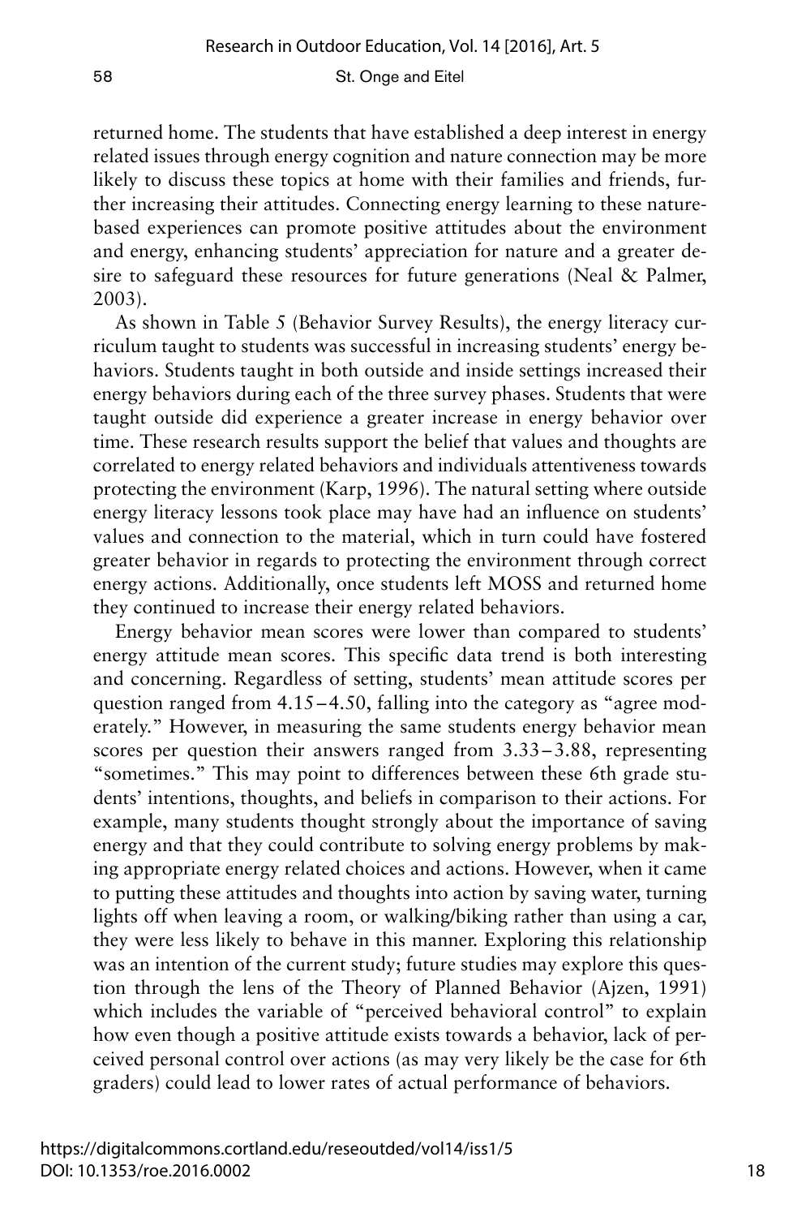returned home. The students that have established a deep interest in energy related issues through energy cognition and nature connection may be more likely to discuss these topics at home with their families and friends, further increasing their attitudes. Connecting energy learning to these nature-based experiences can promote positive attitudes about the environment and energy, enhancing students' appreciation for nature and a greater desire to safeguard these resources for future generations (Neal & Palmer, 2003).

As shown in Table 5 (Behavior Survey Results), the energy literacy curriculum taught to students was successful in increasing students' energy behaviors. Students taught in both outside and inside settings increased their energy behaviors during each of the three survey phases. Students that were taught outside did experience a greater increase in energy behavior over time. These research results support the belief that values and thoughts are correlated to energy related behaviors and individuals attentiveness towards protecting the environment (Karp, 1996). The natural setting where outside energy literacy lessons took place may have had an influence on students' values and connection to the material, which in turn could have fostered greater behavior in regards to protecting the environment through correct energy actions. Additionally, once students left MOSS and returned home they continued to increase their energy related behaviors.

Energy behavior mean scores were lower than compared to students' energy attitude mean scores. This specific data trend is both interesting and concerning. Regardless of setting, students' mean attitude scores per question ranged from 4.15–4.50, falling into the category as "agree moderately." However, in measuring the same students energy behavior mean scores per question their answers ranged from 3.33–3.88, representing "sometimes." This may point to differences between these 6th grade students' intentions, thoughts, and beliefs in comparison to their actions. For example, many students thought strongly about the importance of saving energy and that they could contribute to solving energy problems by making appropriate energy related choices and actions. However, when it came to putting these attitudes and thoughts into action by saving water, turning lights off when leaving a room, or walking/biking rather than using a car, they were less likely to behave in this manner. Exploring this relationship was an intention of the current study; future studies may explore this question through the lens of the Theory of Planned Behavior (Ajzen, 1991) which includes the variable of "perceived behavioral control" to explain how even though a positive attitude exists towards a behavior, lack of perceived personal control over actions (as may very likely be the case for 6th graders) could lead to lower rates of actual performance of behaviors.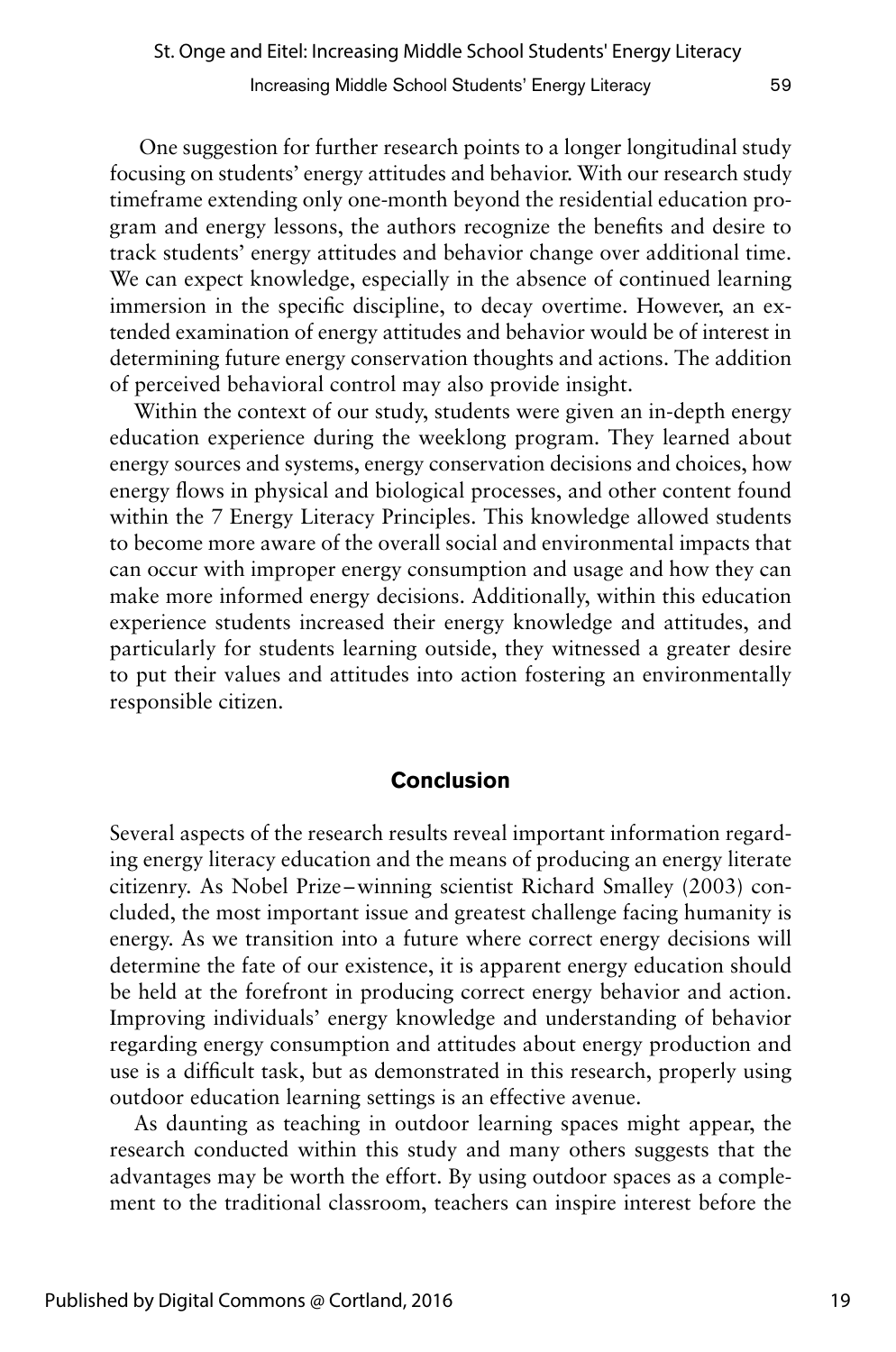One suggestion for further research points to a longer longitudinal study focusing on students' energy attitudes and behavior. With our research study timeframe extending only one-month beyond the residential education program and energy lessons, the authors recognize the benefits and desire to track students' energy attitudes and behavior change over additional time. We can expect knowledge, especially in the absence of continued learning immersion in the specific discipline, to decay overtime. However, an extended examination of energy attitudes and behavior would be of interest in determining future energy conservation thoughts and actions. The addition of perceived behavioral control may also provide insight.

Within the context of our study, students were given an in-depth energy education experience during the weeklong program. They learned about energy sources and systems, energy conservation decisions and choices, how energy flows in physical and biological processes, and other content found within the 7 Energy Literacy Principles. This knowledge allowed students to become more aware of the overall social and environmental impacts that can occur with improper energy consumption and usage and how they can make more informed energy decisions. Additionally, within this education experience students increased their energy knowledge and attitudes, and particularly for students learning outside, they witnessed a greater desire to put their values and attitudes into action fostering an environmentally responsible citizen.

## Conclusion

Several aspects of the research results reveal important information regarding energy literacy education and the means of producing an energy literate citizenry. As Nobel Prize–winning scientist Richard Smalley (2003) concluded, the most important issue and greatest challenge facing humanity is energy. As we transition into a future where correct energy decisions will determine the fate of our existence, it is apparent energy education should be held at the forefront in producing correct energy behavior and action. Improving individuals' energy knowledge and understanding of behavior regarding energy consumption and attitudes about energy production and use is a difficult task, but as demonstrated in this research, properly using outdoor education learning settings is an effective avenue.

As daunting as teaching in outdoor learning spaces might appear, the research conducted within this study and many others suggests that the advantages may be worth the effort. By using outdoor spaces as a complement to the traditional classroom, teachers can inspire interest before the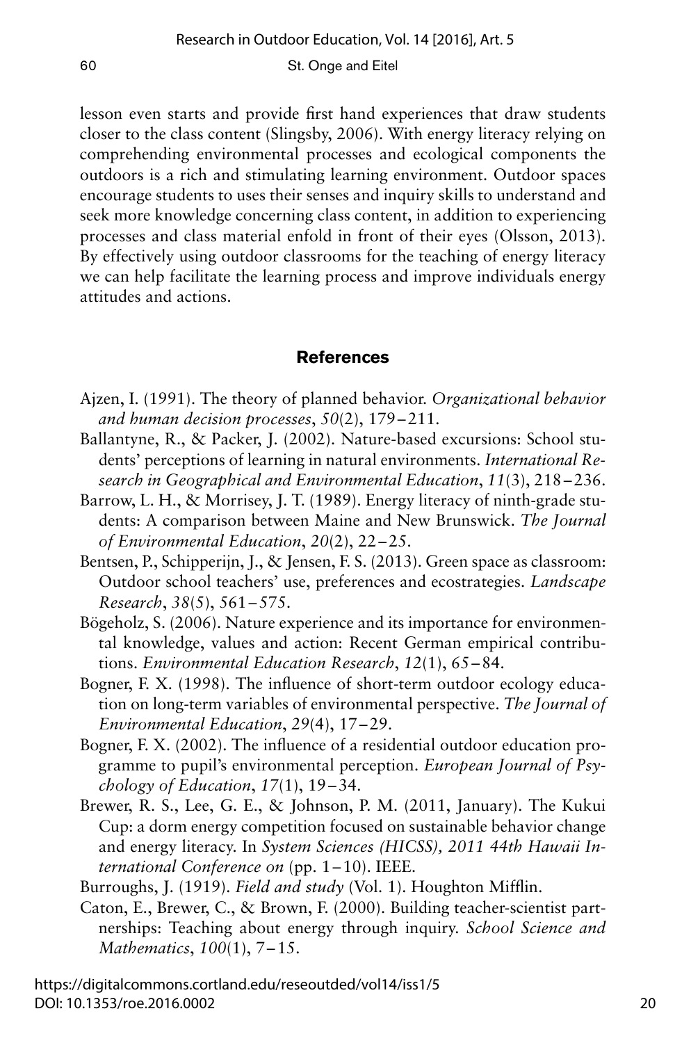lesson even starts and provide first hand experiences that draw students closer to the class content (Slingsby, 2006). With energy literacy relying on comprehending environmental processes and ecological components the outdoors is a rich and stimulating learning environment. Outdoor spaces encourage students to uses their senses and inquiry skills to understand and seek more knowledge concerning class content, in addition to experiencing processes and class material enfold in front of their eyes (Olsson, 2013). By effectively using outdoor classrooms for the teaching of energy literacy we can help facilitate the learning process and improve individuals energy attitudes and actions.

## References

Ajzen, I. (1991). The theory of planned behavior. *Organizational behavior and human decision processes*, *50*(2), 179–211.

Ballantyne, R., & Packer, J. (2002). Nature-based excursions: School students' perceptions of learning in natural environments. *International Research in Geographical and Environmental Education*, *11*(3), 218–236.

Barrow, L. H., & Morrisey, J. T. (1989). Energy literacy of ninth-grade students: A comparison between Maine and New Brunswick. *The Journal of Environmental Education*, *20*(2), 22–25.

Bentsen, P., Schipperijn, J., & Jensen, F. S. (2013). Green space as classroom: Outdoor school teachers' use, preferences and ecostrategies. *Landscape Research*, *38*(5), 561–575.

Bögeholz, S. (2006). Nature experience and its importance for environmental knowledge, values and action: Recent German empirical contributions. *Environmental Education Research*, *12*(1), 65–84.

Bogner, F. X. (1998). The influence of short-term outdoor ecology education on long-term variables of environmental perspective. *The Journal of Environmental Education*, *29*(4), 17–29.

Bogner, F. X. (2002). The influence of a residential outdoor education programme to pupil's environmental perception. *European Journal of Psychology of Education*, *17*(1), 19–34.

Brewer, R. S., Lee, G. E., & Johnson, P. M. (2011, January). The Kukui Cup: a dorm energy competition focused on sustainable behavior change and energy literacy. In *System Sciences (HICSS), 2011 44th Hawaii International Conference on* (pp. 1–10). IEEE.

Burroughs, J. (1919). *Field and study* (Vol. 1). Houghton Mifflin.

Caton, E., Brewer, C., & Brown, F. (2000). Building teacher-scientist partnerships: Teaching about energy through inquiry. *School Science and Mathematics*, *100*(1), 7–15.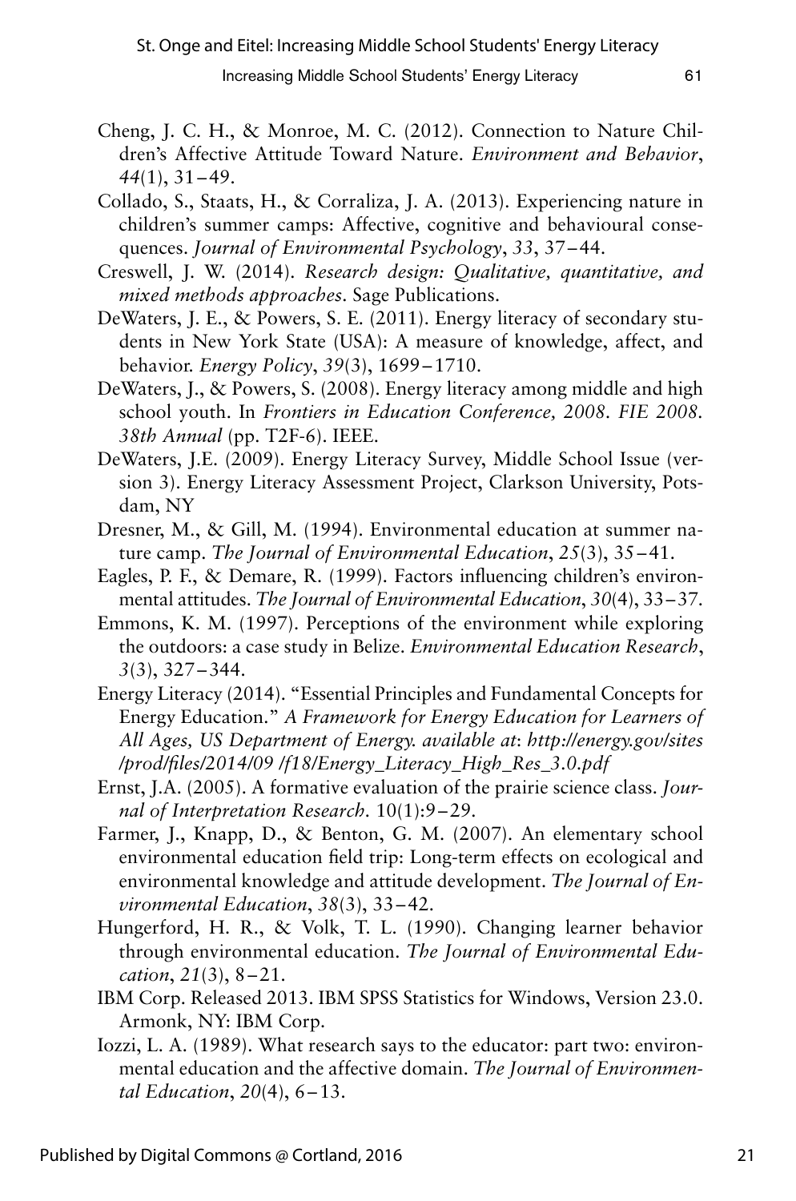Cheng, J. C. H., & Monroe, M. C. (2012). Connection to Nature Children's Affective Attitude Toward Nature. *Environment and Behavior*, *44*(1), 31–49.

Collado, S., Staats, H., & Corraliza, J. A. (2013). Experiencing nature in children's summer camps: Affective, cognitive and behavioural consequences. *Journal of Environmental Psychology*, *33*, 37–44.

Creswell, J. W. (2014). *Research design: Qualitative, quantitative, and mixed methods approaches*. Sage Publications.

DeWaters, J. E., & Powers, S. E. (2011). Energy literacy of secondary students in New York State (USA): A measure of knowledge, affect, and behavior. *Energy Policy*, *39*(3), 1699–1710.

DeWaters, J., & Powers, S. (2008). Energy literacy among middle and high school youth. In *Frontiers in Education Conference, 2008. FIE 2008. 38th Annual* (pp. T2F-6). IEEE.

DeWaters, J.E. (2009). Energy Literacy Survey, Middle School Issue (version 3). Energy Literacy Assessment Project, Clarkson University, Potsdam, NY

Dresner, M., & Gill, M. (1994). Environmental education at summer nature camp. *The Journal of Environmental Education*, *25*(3), 35–41.

Eagles, P. F., & Demare, R. (1999). Factors influencing children's environmental attitudes. *The Journal of Environmental Education*, *30*(4), 33–37.

Emmons, K. M. (1997). Perceptions of the environment while exploring the outdoors: a case study in Belize. *Environmental Education Research*, *3*(3), 327–344.

Energy Literacy (2014). "Essential Principles and Fundamental Concepts for Energy Education." *A Framework for Energy Education for Learners of All Ages, US Department of Energy. available at*: *http://energy.gov/sites/prod/files/2014/09 /f18/Energy_Literacy_High_Res_3.0.pdf*

Ernst, J.A. (2005). A formative evaluation of the prairie science class. *Journal of Interpretation Research*. 10(1):9–29.

Farmer, J., Knapp, D., & Benton, G. M. (2007). An elementary school environmental education field trip: Long-term effects on ecological and environmental knowledge and attitude development. *The Journal of Environmental Education*, *38*(3), 33–42.

Hungerford, H. R., & Volk, T. L. (1990). Changing learner behavior through environmental education. *The Journal of Environmental Education*, *21*(3), 8–21.

IBM Corp. Released 2013. IBM SPSS Statistics for Windows, Version 23.0. Armonk, NY: IBM Corp.

Iozzi, L. A. (1989). What research says to the educator: part two: environmental education and the affective domain. *The Journal of Environmental Education*, *20*(4), 6–13.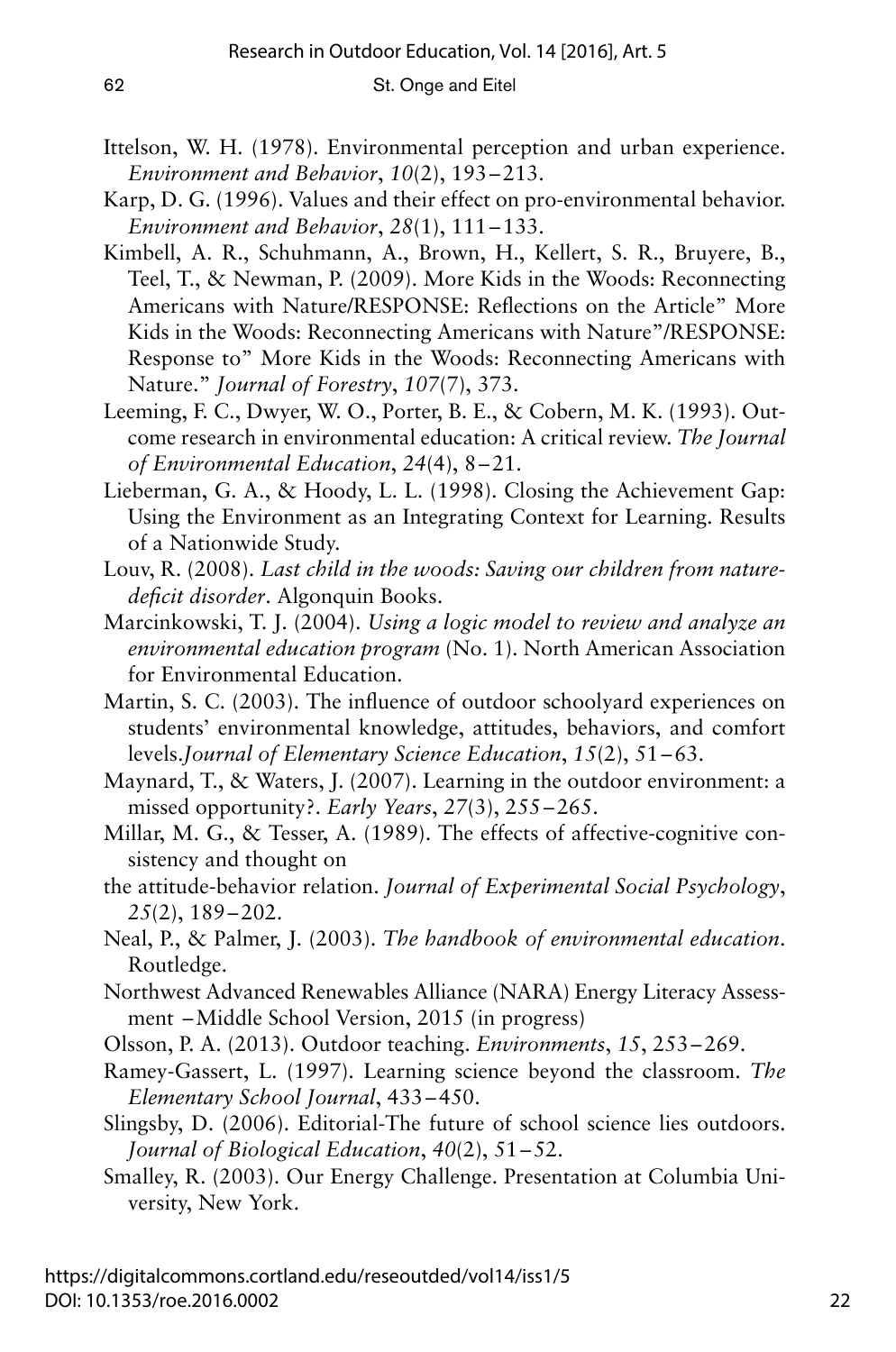Ittelson, W. H. (1978). Environmental perception and urban experience. *Environment and Behavior*, *10*(2), 193–213.

Karp, D. G. (1996). Values and their effect on pro-environmental behavior. *Environment and Behavior*, *28*(1), 111–133.

Kimbell, A. R., Schuhmann, A., Brown, H., Kellert, S. R., Bruyere, B., Teel, T., & Newman, P. (2009). More Kids in the Woods: Reconnecting Americans with Nature/RESPONSE: Reflections on the Article" More Kids in the Woods: Reconnecting Americans with Nature"/RESPONSE: Response to" More Kids in the Woods: Reconnecting Americans with Nature." *Journal of Forestry*, *107*(7), 373.

Leeming, F. C., Dwyer, W. O., Porter, B. E., & Cobern, M. K. (1993). Outcome research in environmental education: A critical review. *The Journal of Environmental Education*, *24*(4), 8–21.

Lieberman, G. A., & Hoody, L. L. (1998). Closing the Achievement Gap: Using the Environment as an Integrating Context for Learning. Results of a Nationwide Study.

Louv, R. (2008). *Last child in the woods: Saving our children from nature-deficit disorder*. Algonquin Books.

Marcinkowski, T. J. (2004). *Using a logic model to review and analyze an environmental education program* (No. 1). North American Association for Environmental Education.

Martin, S. C. (2003). The influence of outdoor schoolyard experiences on students' environmental knowledge, attitudes, behaviors, and comfort levels.*Journal of Elementary Science Education*, *15*(2), 51–63.

Maynard, T., & Waters, J. (2007). Learning in the outdoor environment: a missed opportunity?. *Early Years*, *27*(3), 255–265.

Millar, M. G., & Tesser, A. (1989). The effects of affective-cognitive consistency and thought on

the attitude-behavior relation. *Journal of Experimental Social Psychology*, *25*(2), 189–202.

Neal, P., & Palmer, J. (2003). *The handbook of environmental education*. Routledge.

Northwest Advanced Renewables Alliance (NARA) Energy Literacy Assessment –Middle School Version, 2015 (in progress)

Olsson, P. A. (2013). Outdoor teaching. *Environments*, *15*, 253–269.

Ramey-Gassert, L. (1997). Learning science beyond the classroom. *The Elementary School Journal*, 433–450.

Slingsby, D. (2006). Editorial-The future of school science lies outdoors. *Journal of Biological Education*, *40*(2), 51–52.

Smalley, R. (2003). Our Energy Challenge. Presentation at Columbia University, New York.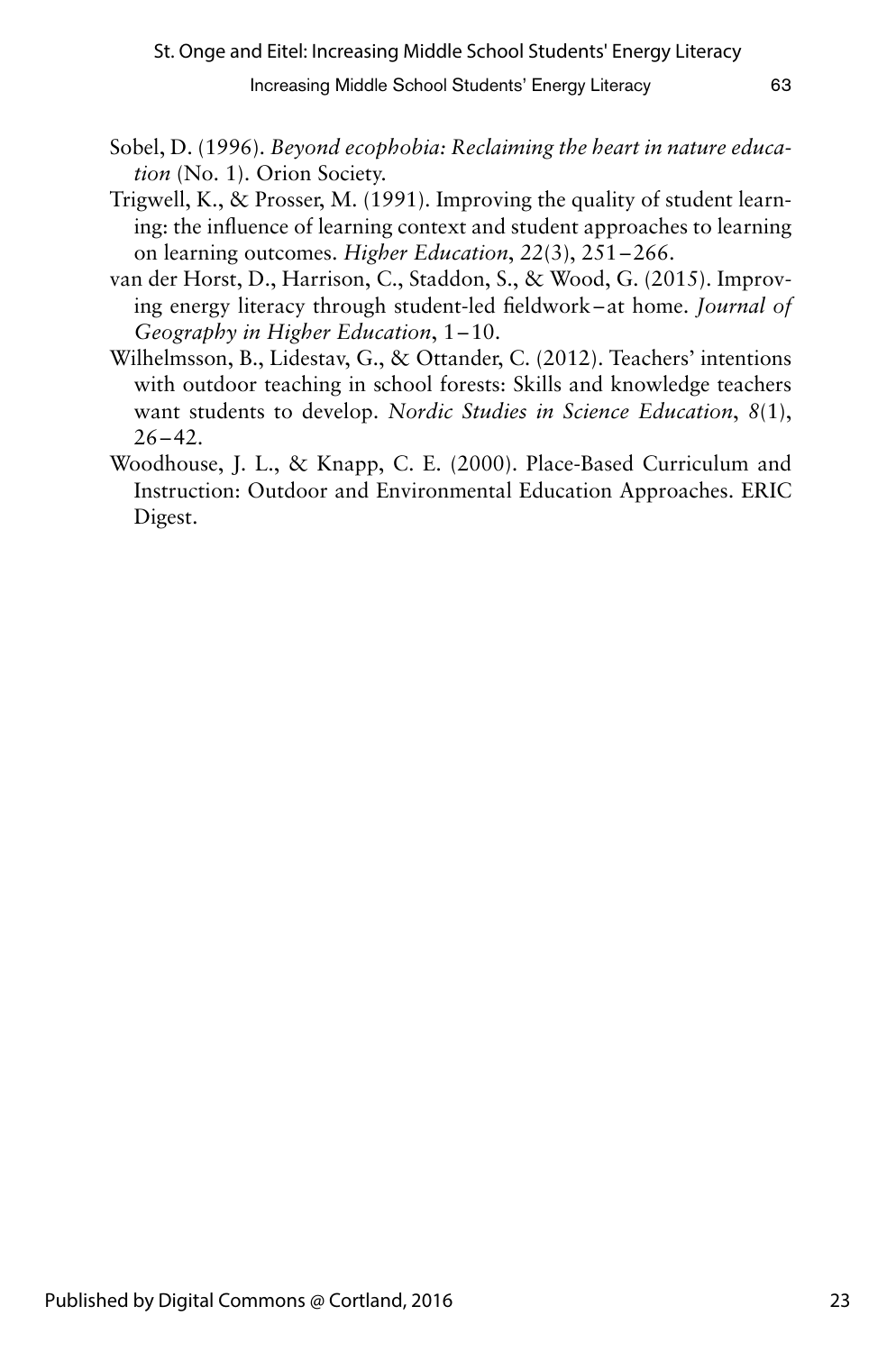Sobel, D. (1996). *Beyond ecophobia: Reclaiming the heart in nature education* (No. 1). Orion Society.

Trigwell, K., & Prosser, M. (1991). Improving the quality of student learning: the influence of learning context and student approaches to learning on learning outcomes. *Higher Education*, *22*(3), 251–266.

van der Horst, D., Harrison, C., Staddon, S., & Wood, G. (2015). Improving energy literacy through student-led fieldwork–at home. *Journal of Geography in Higher Education*, 1–10.

Wilhelmsson, B., Lidestav, G., & Ottander, C. (2012). Teachers' intentions with outdoor teaching in school forests: Skills and knowledge teachers want students to develop. *Nordic Studies in Science Education*, *8*(1), 26–42.

Woodhouse, J. L., & Knapp, C. E. (2000). Place-Based Curriculum and Instruction: Outdoor and Environmental Education Approaches. ERIC Digest.